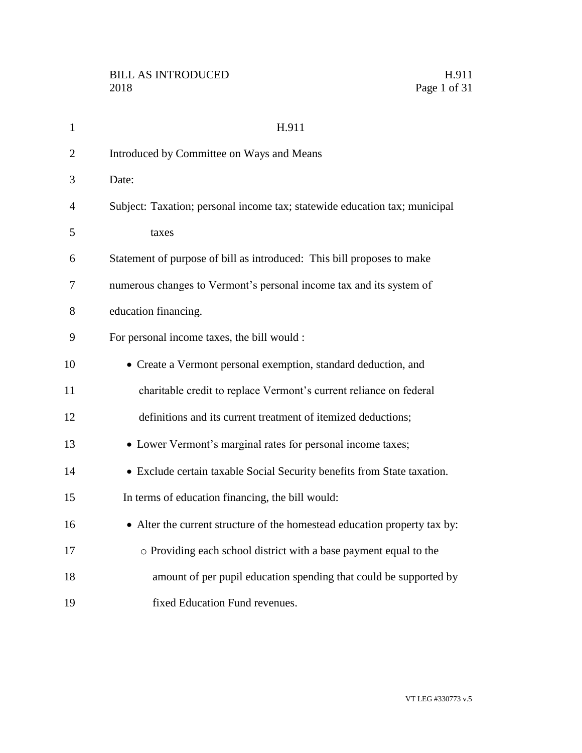# H.911

Introduced by Committee on Ways and Means

Date:

Subject: Taxation; personal income tax; statewide education tax; municipal taxes

Statement of purpose of bill as introduced: This bill proposes to make numerous changes to Vermont's personal income tax and its system of education financing.

For personal income taxes, the bill would :

- Create a Vermont personal exemption, standard deduction, and charitable credit to replace Vermont's current reliance on federal definitions and its current treatment of itemized deductions;
- Lower Vermont's marginal rates for personal income taxes;
- Exclude certain taxable Social Security benefits from State taxation.

In terms of education financing, the bill would:

- Alter the current structure of the homestead education property tax by:
  - Providing each school district with a base payment equal to the amount of per pupil education spending that could be supported by fixed Education Fund revenues.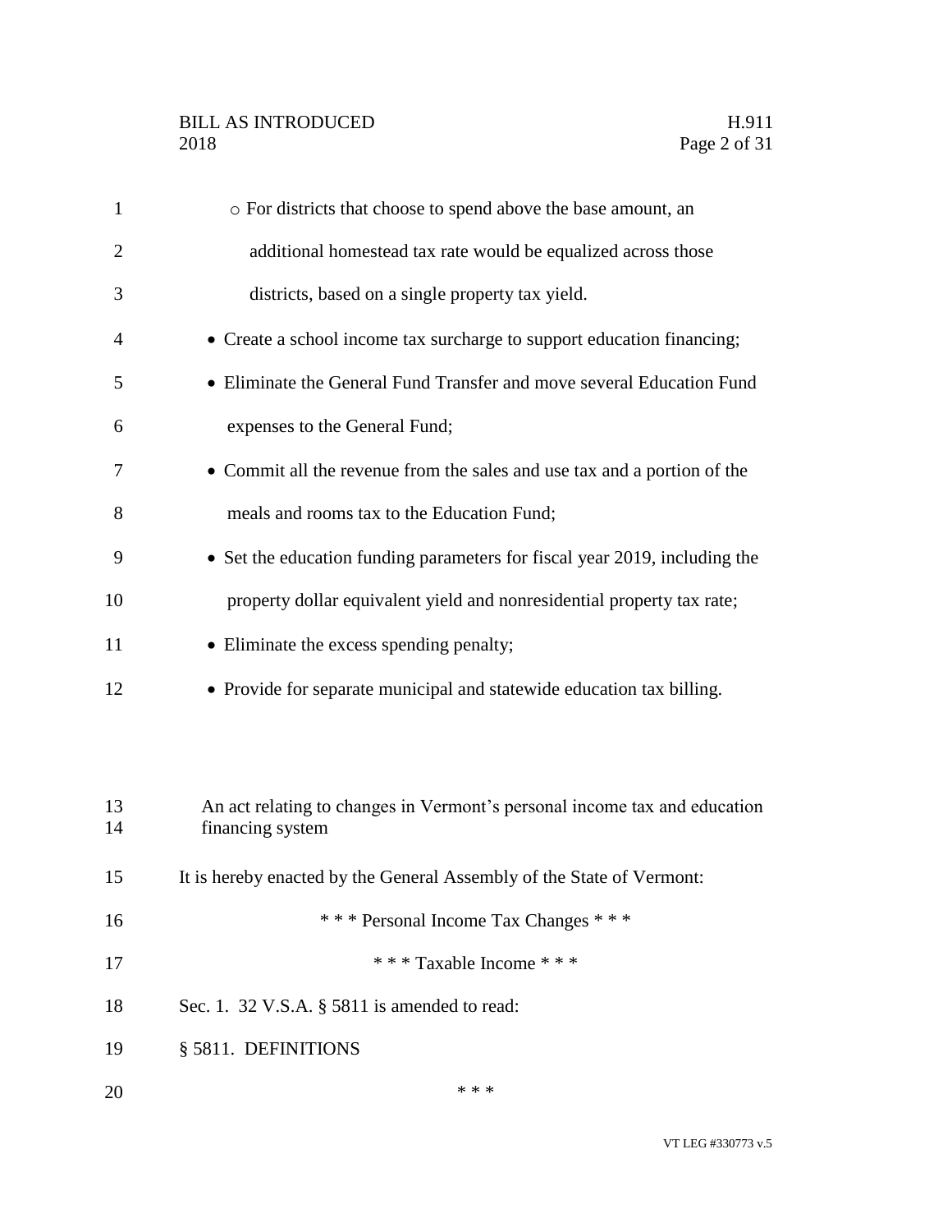- For districts that choose to spend above the base amount, an additional homestead tax rate would be equalized across those districts, based on a single property tax yield.
- Create a school income tax surcharge to support education financing;
- Eliminate the General Fund Transfer and move several Education Fund expenses to the General Fund;
- Commit all the revenue from the sales and use tax and a portion of the meals and rooms tax to the Education Fund;
- Set the education funding parameters for fiscal year 2019, including the property dollar equivalent yield and nonresidential property tax rate;
- Eliminate the excess spending penalty;
- Provide for separate municipal and statewide education tax billing.

An act relating to changes in Vermont's personal income tax and education financing system

It is hereby enacted by the General Assembly of the State of Vermont:

\* \* \* Personal Income Tax Changes \* \* \*

\* \* \* Taxable Income \* \* \*

Sec. 1. 32 V.S.A. § 5811 is amended to read:

§ 5811. DEFINITIONS

\* \* \*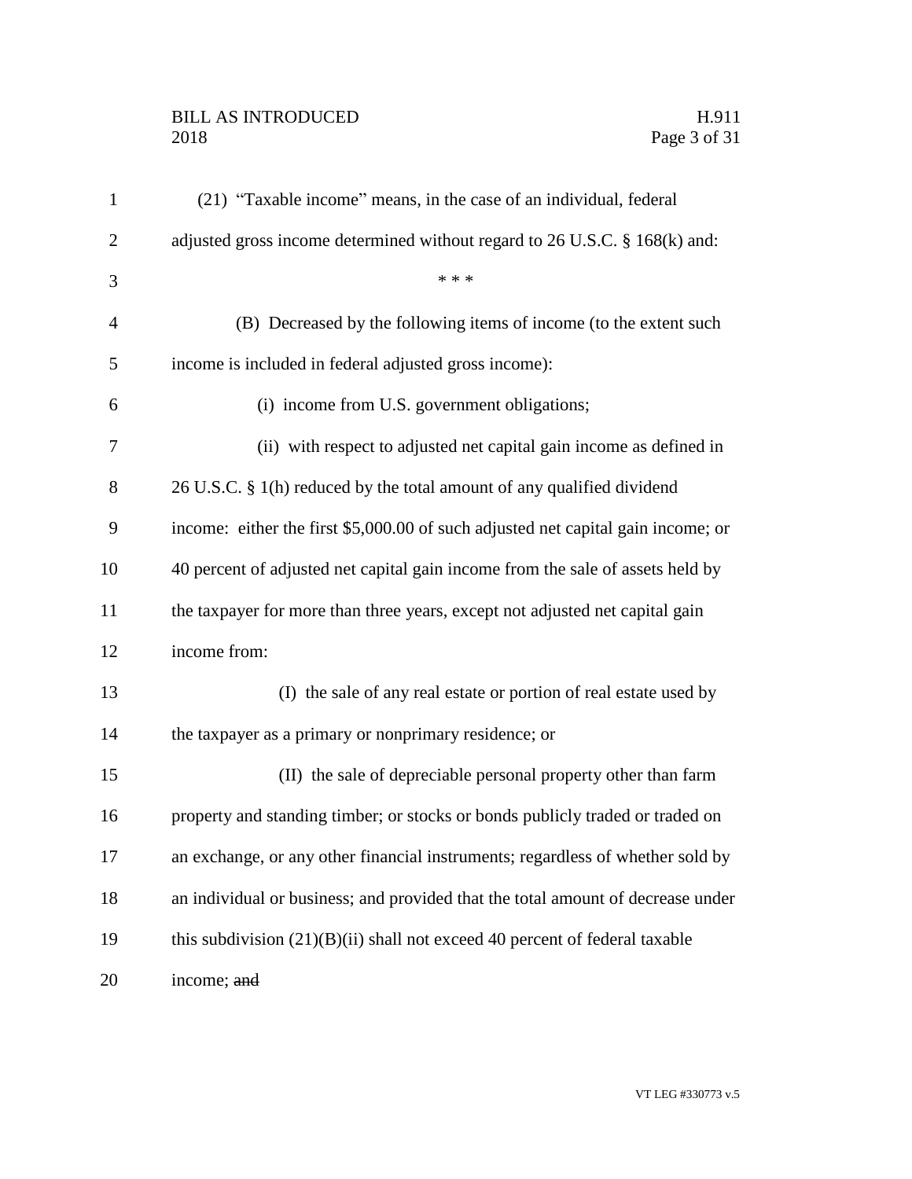(21) "Taxable income" means, in the case of an individual, federal adjusted gross income determined without regard to 26 U.S.C. § 168(k) and:

\* \* \*

(B) Decreased by the following items of income (to the extent such income is included in federal adjusted gross income):

(i) income from U.S. government obligations;

(ii) with respect to adjusted net capital gain income as defined in 26 U.S.C. § 1(h) reduced by the total amount of any qualified dividend income: either the first $5,000.00 of such adjusted net capital gain income; or 40 percent of adjusted net capital gain income from the sale of assets held by the taxpayer for more than three years, except not adjusted net capital gain income from:

(I) the sale of any real estate or portion of real estate used by the taxpayer as a primary or nonprimary residence; or

(II) the sale of depreciable personal property other than farm property and standing timber; or stocks or bonds publicly traded or traded on an exchange, or any other financial instruments; regardless of whether sold by an individual or business; and provided that the total amount of decrease under this subdivision (21)(B)(ii) shall not exceed 40 percent of federal taxable income; ~~and~~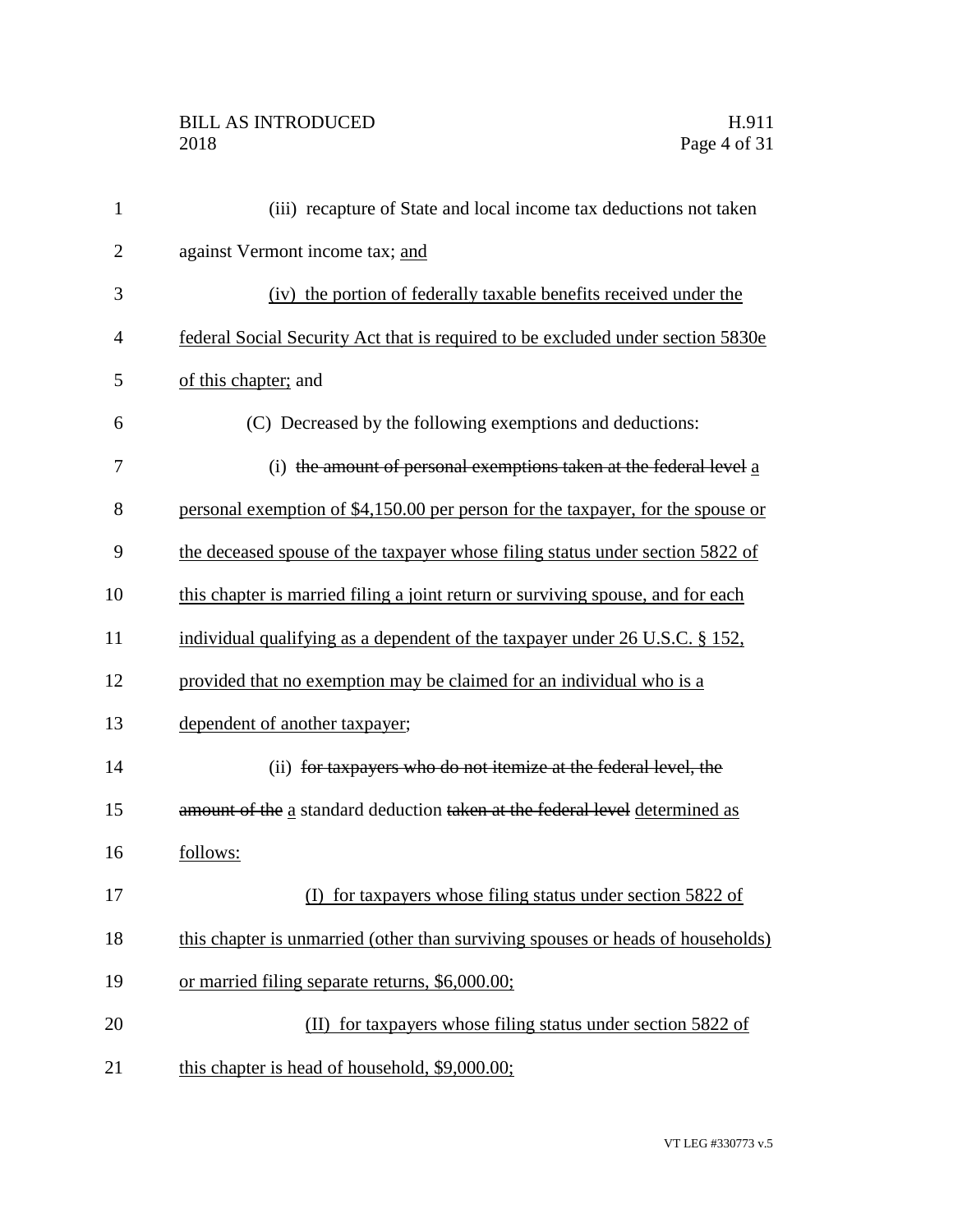(iii) recapture of State and local income tax deductions not taken against Vermont income tax; <u>and</u>

<u>(iv) the portion of federally taxable benefits received under the federal Social Security Act that is required to be excluded under section 5830e of this chapter;</u> and

(C) Decreased by the following exemptions and deductions:

(i) ~~the amount of personal exemptions taken at the federal level~~ <u>a personal exemption of $4,150.00 per person for the taxpayer, for the spouse or the deceased spouse of the taxpayer whose filing status under section 5822 of this chapter is married filing a joint return or surviving spouse, and for each individual qualifying as a dependent of the taxpayer under 26 U.S.C. § 152, provided that no exemption may be claimed for an individual who is a dependent of another taxpayer</u>;

(ii) ~~for taxpayers who do not itemize at the federal level, the amount of the~~ <u>a</u> standard deduction ~~taken at the federal level~~ <u>determined as follows:</u>

<u>(I) for taxpayers whose filing status under section 5822 of this chapter is unmarried (other than surviving spouses or heads of households) or married filing separate returns, $6,000.00;</u>

<u>(II) for taxpayers whose filing status under section 5822 of this chapter is head of household, $9,000.00;</u>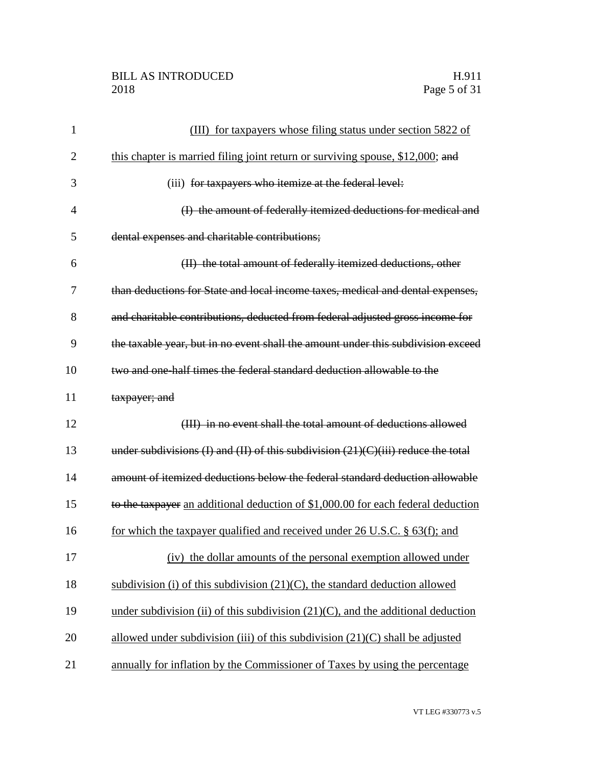(III) for taxpayers whose filing status under section 5822 of this chapter is married filing joint return or surviving spouse, $12,000; ~~and~~

(iii) ~~for taxpayers who itemize at the federal level:~~

~~(I) the amount of federally itemized deductions for medical and dental expenses and charitable contributions;~~

~~(II) the total amount of federally itemized deductions, other than deductions for State and local income taxes, medical and dental expenses, and charitable contributions, deducted from federal adjusted gross income for the taxable year, but in no event shall the amount under this subdivision exceed two and one-half times the federal standard deduction allowable to the taxpayer; and~~

~~(III) in no event shall the total amount of deductions allowed under subdivisions (I) and (II) of this subdivision (21)(C)(iii) reduce the total amount of itemized deductions below the federal standard deduction allowable to the taxpayer~~ an additional deduction of $1,000.00 for each federal deduction for which the taxpayer qualified and received under 26 U.S.C. § 63(f); and

(iv) the dollar amounts of the personal exemption allowed under subdivision (i) of this subdivision (21)(C), the standard deduction allowed under subdivision (ii) of this subdivision (21)(C), and the additional deduction allowed under subdivision (iii) of this subdivision (21)(C) shall be adjusted annually for inflation by the Commissioner of Taxes by using the percentage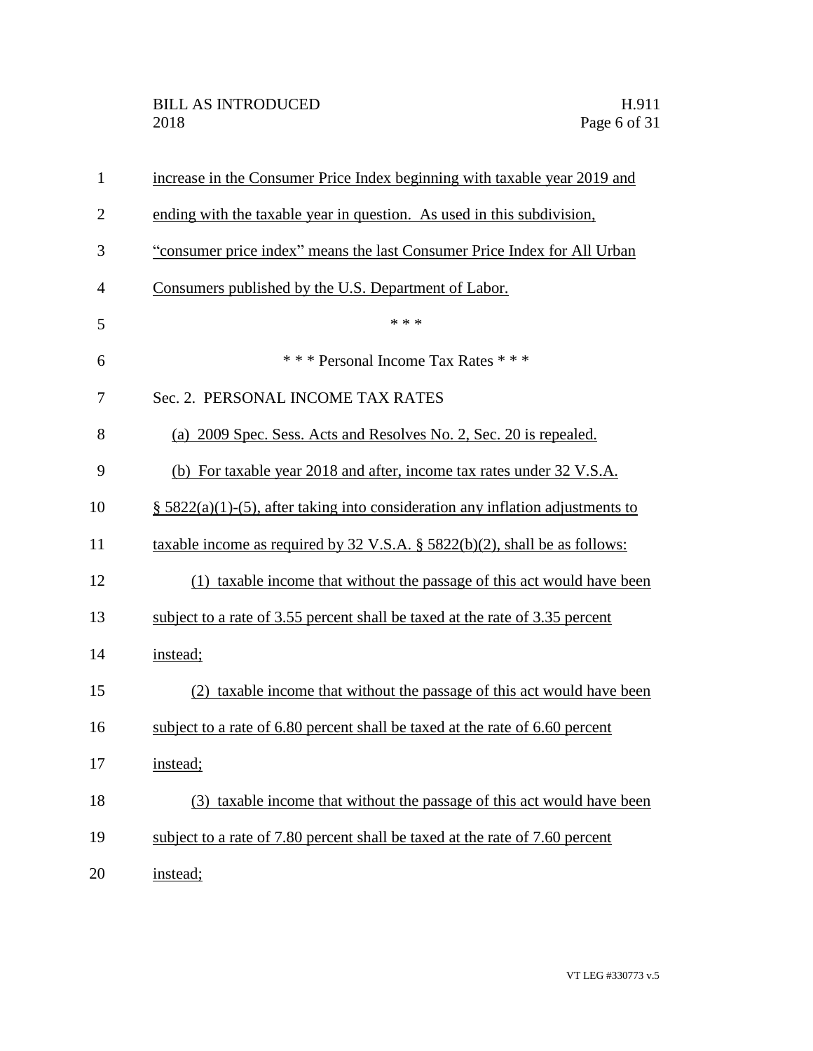increase in the Consumer Price Index beginning with taxable year 2019 and ending with the taxable year in question. As used in this subdivision, "consumer price index" means the last Consumer Price Index for All Urban Consumers published by the U.S. Department of Labor.

\* \* \*

\* \* \* Personal Income Tax Rates \* \* \*

Sec. 2. PERSONAL INCOME TAX RATES

(a) 2009 Spec. Sess. Acts and Resolves No. 2, Sec. 20 is repealed.

(b) For taxable year 2018 and after, income tax rates under 32 V.S.A. § 5822(a)(1)-(5), after taking into consideration any inflation adjustments to taxable income as required by 32 V.S.A. § 5822(b)(2), shall be as follows:

(1) taxable income that without the passage of this act would have been subject to a rate of 3.55 percent shall be taxed at the rate of 3.35 percent instead;

(2) taxable income that without the passage of this act would have been subject to a rate of 6.80 percent shall be taxed at the rate of 6.60 percent instead;

(3) taxable income that without the passage of this act would have been subject to a rate of 7.80 percent shall be taxed at the rate of 7.60 percent instead;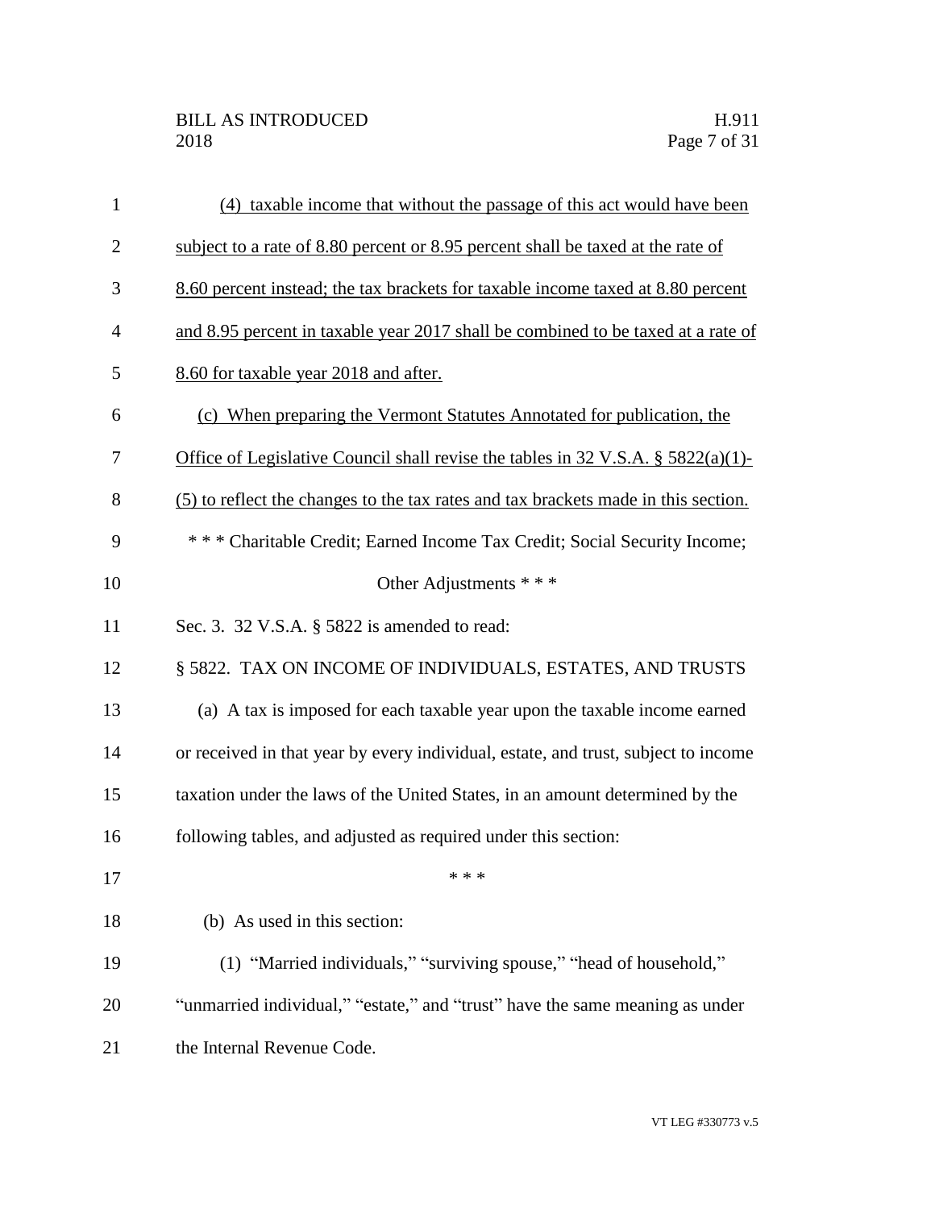(4) taxable income that without the passage of this act would have been subject to a rate of 8.80 percent or 8.95 percent shall be taxed at the rate of 8.60 percent instead; the tax brackets for taxable income taxed at 8.80 percent and 8.95 percent in taxable year 2017 shall be combined to be taxed at a rate of 8.60 for taxable year 2018 and after.

(c) When preparing the Vermont Statutes Annotated for publication, the Office of Legislative Council shall revise the tables in 32 V.S.A. § 5822(a)(1)-(5) to reflect the changes to the tax rates and tax brackets made in this section.

\* \* \* Charitable Credit; Earned Income Tax Credit; Social Security Income; Other Adjustments \* \* \*

Sec. 3. 32 V.S.A. § 5822 is amended to read:

§ 5822. TAX ON INCOME OF INDIVIDUALS, ESTATES, AND TRUSTS

(a) A tax is imposed for each taxable year upon the taxable income earned or received in that year by every individual, estate, and trust, subject to income taxation under the laws of the United States, in an amount determined by the following tables, and adjusted as required under this section:

\* \* \*

(b) As used in this section:

(1) "Married individuals," "surviving spouse," "head of household," "unmarried individual," "estate," and "trust" have the same meaning as under the Internal Revenue Code.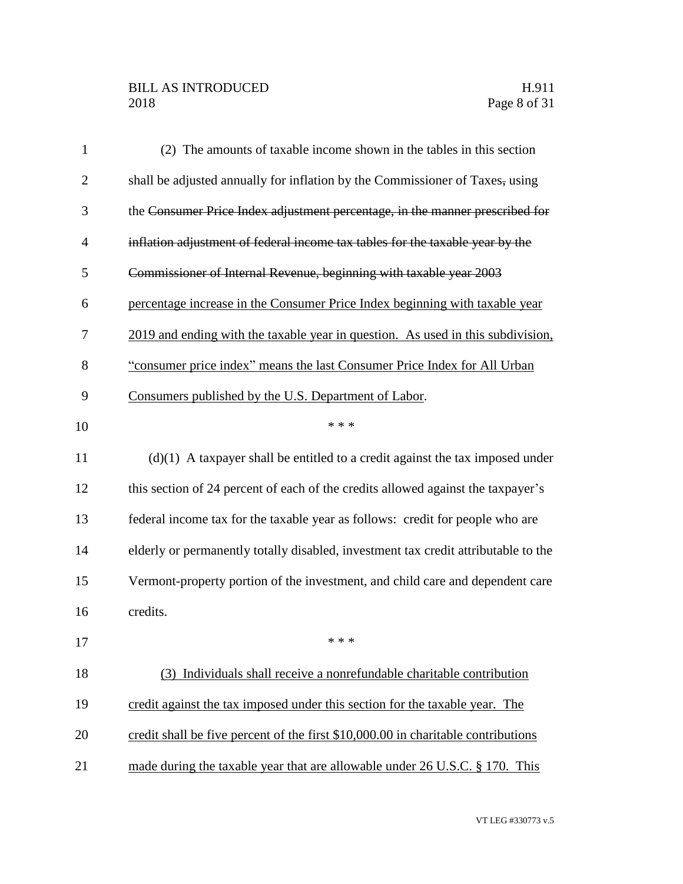(2) The amounts of taxable income shown in the tables in this section shall be adjusted annually for inflation by the Commissioner of Taxes, using the ~~Consumer Price Index adjustment percentage, in the manner prescribed for inflation adjustment of federal income tax tables for the taxable year by the Commissioner of Internal Revenue, beginning with taxable year 2003~~ percentage increase in the Consumer Price Index beginning with taxable year 2019 and ending with the taxable year in question. As used in this subdivision, "consumer price index" means the last Consumer Price Index for All Urban Consumers published by the U.S. Department of Labor.

\* \* \*

(d)(1) A taxpayer shall be entitled to a credit against the tax imposed under this section of 24 percent of each of the credits allowed against the taxpayer's federal income tax for the taxable year as follows: credit for people who are elderly or permanently totally disabled, investment tax credit attributable to the Vermont-property portion of the investment, and child care and dependent care credits.

\* \* \*

(3) Individuals shall receive a nonrefundable charitable contribution credit against the tax imposed under this section for the taxable year. The credit shall be five percent of the first $10,000.00 in charitable contributions made during the taxable year that are allowable under 26 U.S.C. § 170. This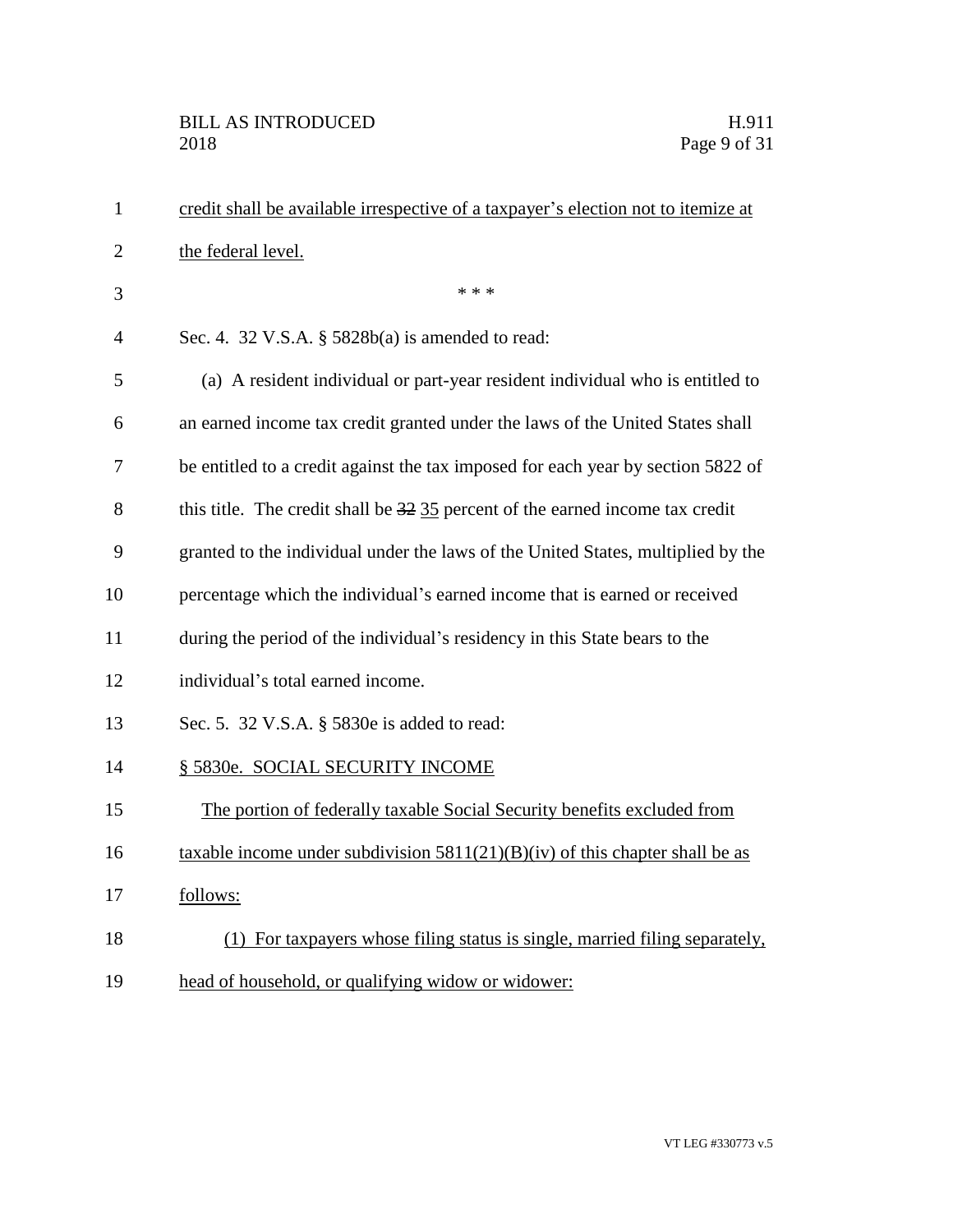credit shall be available irrespective of a taxpayer's election not to itemize at the federal level.

\* \* \*

Sec. 4. 32 V.S.A. § 5828b(a) is amended to read:

(a) A resident individual or part-year resident individual who is entitled to an earned income tax credit granted under the laws of the United States shall be entitled to a credit against the tax imposed for each year by section 5822 of this title. The credit shall be ~~32~~ 35 percent of the earned income tax credit granted to the individual under the laws of the United States, multiplied by the percentage which the individual's earned income that is earned or received during the period of the individual's residency in this State bears to the individual's total earned income.

Sec. 5. 32 V.S.A. § 5830e is added to read:

§ 5830e. SOCIAL SECURITY INCOME

The portion of federally taxable Social Security benefits excluded from taxable income under subdivision 5811(21)(B)(iv) of this chapter shall be as follows:

(1) For taxpayers whose filing status is single, married filing separately, head of household, or qualifying widow or widower: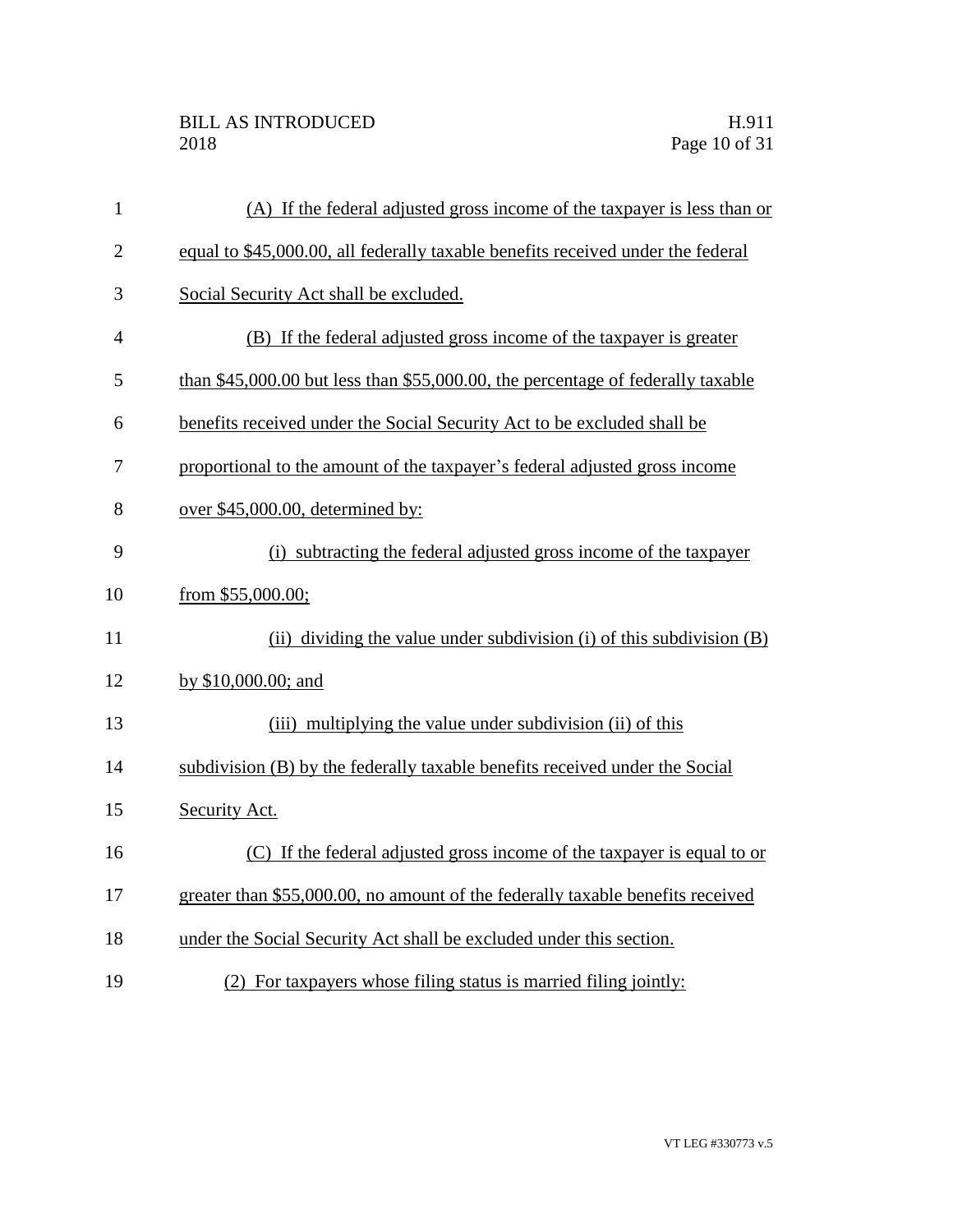(A) If the federal adjusted gross income of the taxpayer is less than or equal to \$45,000.00, all federally taxable benefits received under the federal Social Security Act shall be excluded.

(B) If the federal adjusted gross income of the taxpayer is greater than \$45,000.00 but less than \$55,000.00, the percentage of federally taxable benefits received under the Social Security Act to be excluded shall be proportional to the amount of the taxpayer's federal adjusted gross income over \$45,000.00, determined by:

(i) subtracting the federal adjusted gross income of the taxpayer from \$55,000.00;

(ii) dividing the value under subdivision (i) of this subdivision (B) by \$10,000.00; and

(iii) multiplying the value under subdivision (ii) of this subdivision (B) by the federally taxable benefits received under the Social Security Act.

(C) If the federal adjusted gross income of the taxpayer is equal to or greater than \$55,000.00, no amount of the federally taxable benefits received under the Social Security Act shall be excluded under this section.

(2) For taxpayers whose filing status is married filing jointly: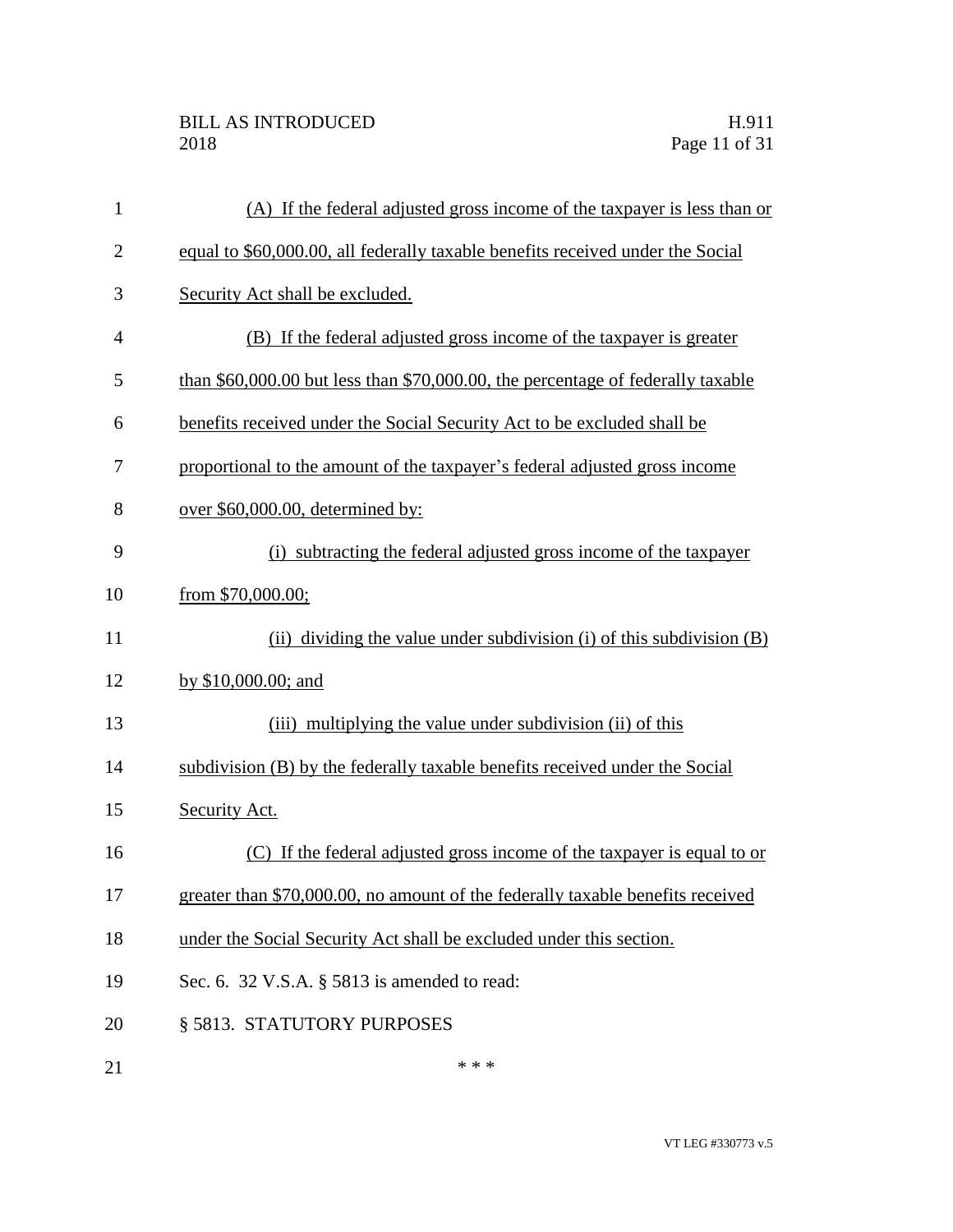(A) If the federal adjusted gross income of the taxpayer is less than or equal to \$60,000.00, all federally taxable benefits received under the Social Security Act shall be excluded.

(B) If the federal adjusted gross income of the taxpayer is greater than \$60,000.00 but less than \$70,000.00, the percentage of federally taxable benefits received under the Social Security Act to be excluded shall be proportional to the amount of the taxpayer's federal adjusted gross income over \$60,000.00, determined by:

(i) subtracting the federal adjusted gross income of the taxpayer from \$70,000.00;

(ii) dividing the value under subdivision (i) of this subdivision (B) by \$10,000.00; and

(iii) multiplying the value under subdivision (ii) of this subdivision (B) by the federally taxable benefits received under the Social Security Act.

(C) If the federal adjusted gross income of the taxpayer is equal to or greater than \$70,000.00, no amount of the federally taxable benefits received under the Social Security Act shall be excluded under this section.

Sec. 6. 32 V.S.A. § 5813 is amended to read:

§ 5813. STATUTORY PURPOSES

\* \* \*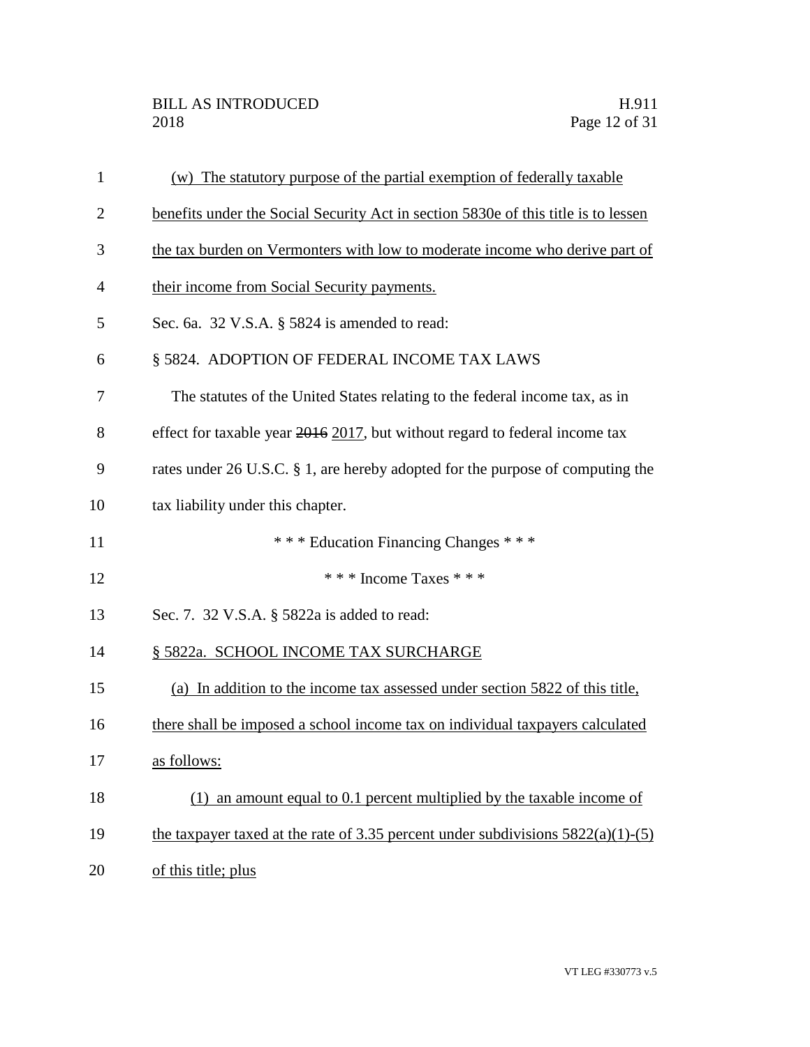(w) The statutory purpose of the partial exemption of federally taxable benefits under the Social Security Act in section 5830e of this title is to lessen the tax burden on Vermonters with low to moderate income who derive part of their income from Social Security payments.

Sec. 6a. 32 V.S.A. § 5824 is amended to read:

§ 5824. ADOPTION OF FEDERAL INCOME TAX LAWS

The statutes of the United States relating to the federal income tax, as in effect for taxable year ~~2016~~ 2017, but without regard to federal income tax rates under 26 U.S.C. § 1, are hereby adopted for the purpose of computing the tax liability under this chapter.

\* \* \* Education Financing Changes \* \* \*

\* \* \* Income Taxes \* \* \*

Sec. 7. 32 V.S.A. § 5822a is added to read:

§ 5822a. SCHOOL INCOME TAX SURCHARGE

(a) In addition to the income tax assessed under section 5822 of this title, there shall be imposed a school income tax on individual taxpayers calculated as follows:

(1) an amount equal to 0.1 percent multiplied by the taxable income of the taxpayer taxed at the rate of 3.35 percent under subdivisions 5822(a)(1)-(5) of this title; plus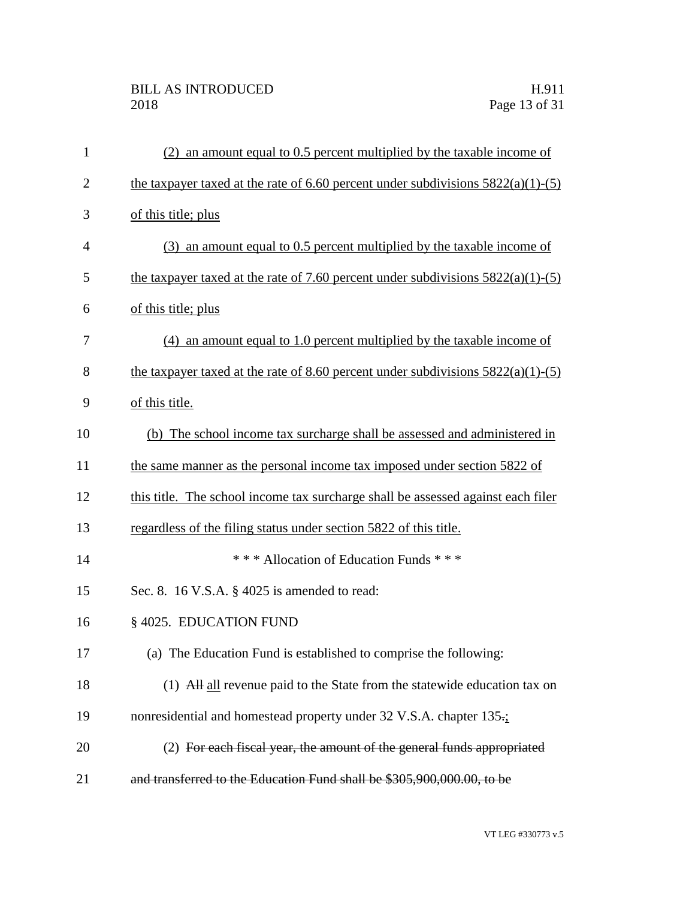(2) an amount equal to 0.5 percent multiplied by the taxable income of the taxpayer taxed at the rate of 6.60 percent under subdivisions 5822(a)(1)-(5) of this title; plus

(3) an amount equal to 0.5 percent multiplied by the taxable income of the taxpayer taxed at the rate of 7.60 percent under subdivisions 5822(a)(1)-(5) of this title; plus

(4) an amount equal to 1.0 percent multiplied by the taxable income of the taxpayer taxed at the rate of 8.60 percent under subdivisions 5822(a)(1)-(5) of this title.

(b) The school income tax surcharge shall be assessed and administered in the same manner as the personal income tax imposed under section 5822 of this title. The school income tax surcharge shall be assessed against each filer regardless of the filing status under section 5822 of this title.

\* \* \* Allocation of Education Funds \* \* \*

Sec. 8. 16 V.S.A. § 4025 is amended to read:

§ 4025. EDUCATION FUND

(a) The Education Fund is established to comprise the following:

(1) ~~All~~ all revenue paid to the State from the statewide education tax on nonresidential and homestead property under 32 V.S.A. chapter 135~~.~~;

(2) ~~For each fiscal year, the amount of the general funds appropriated and transferred to the Education Fund shall be $305,900,000.00, to be~~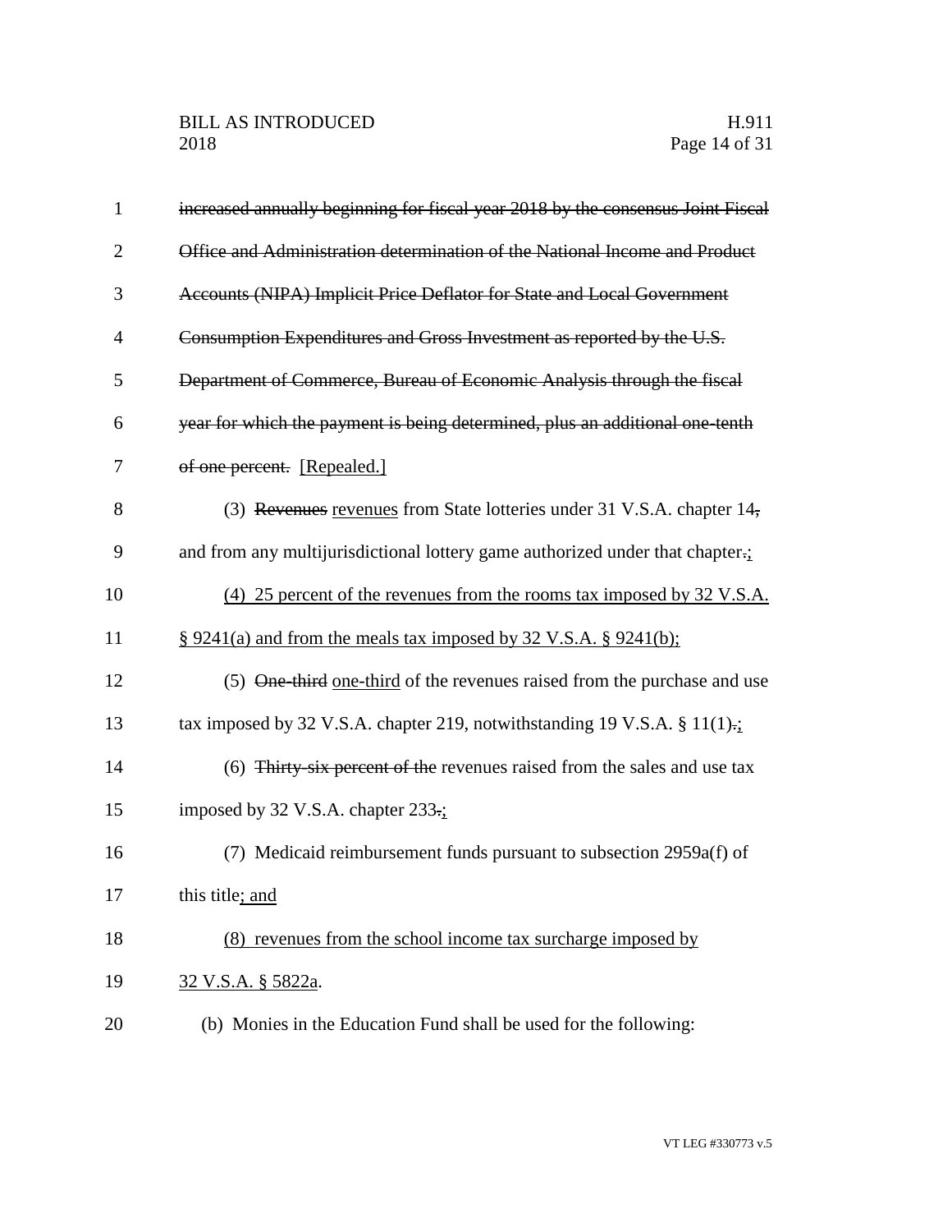~~increased annually beginning for fiscal year 2018 by the consensus Joint Fiscal Office and Administration determination of the National Income and Product Accounts (NIPA) Implicit Price Deflator for State and Local Government Consumption Expenditures and Gross Investment as reported by the U.S. Department of Commerce, Bureau of Economic Analysis through the fiscal year for which the payment is being determined, plus an additional one-tenth of one percent.~~ [Repealed.]

(3) ~~Revenues~~ <u>revenues</u> from State lotteries under 31 V.S.A. chapter 14~~,~~ and from any multijurisdictional lottery game authorized under that chapter~~.~~<u>;</u>

<u>(4) 25 percent of the revenues from the rooms tax imposed by 32 V.S.A. § 9241(a) and from the meals tax imposed by 32 V.S.A. § 9241(b);</u>

(5) ~~One-third~~ <u>one-third</u> of the revenues raised from the purchase and use tax imposed by 32 V.S.A. chapter 219, notwithstanding 19 V.S.A. § 11(1)~~.~~<u>;</u>

(6) ~~Thirty-six percent of the~~ revenues raised from the sales and use tax imposed by 32 V.S.A. chapter 233~~.~~<u>;</u>

(7) Medicaid reimbursement funds pursuant to subsection 2959a(f) of this title<u>; and</u>

<u>(8) revenues from the school income tax surcharge imposed by 32 V.S.A. § 5822a</u>.

(b) Monies in the Education Fund shall be used for the following: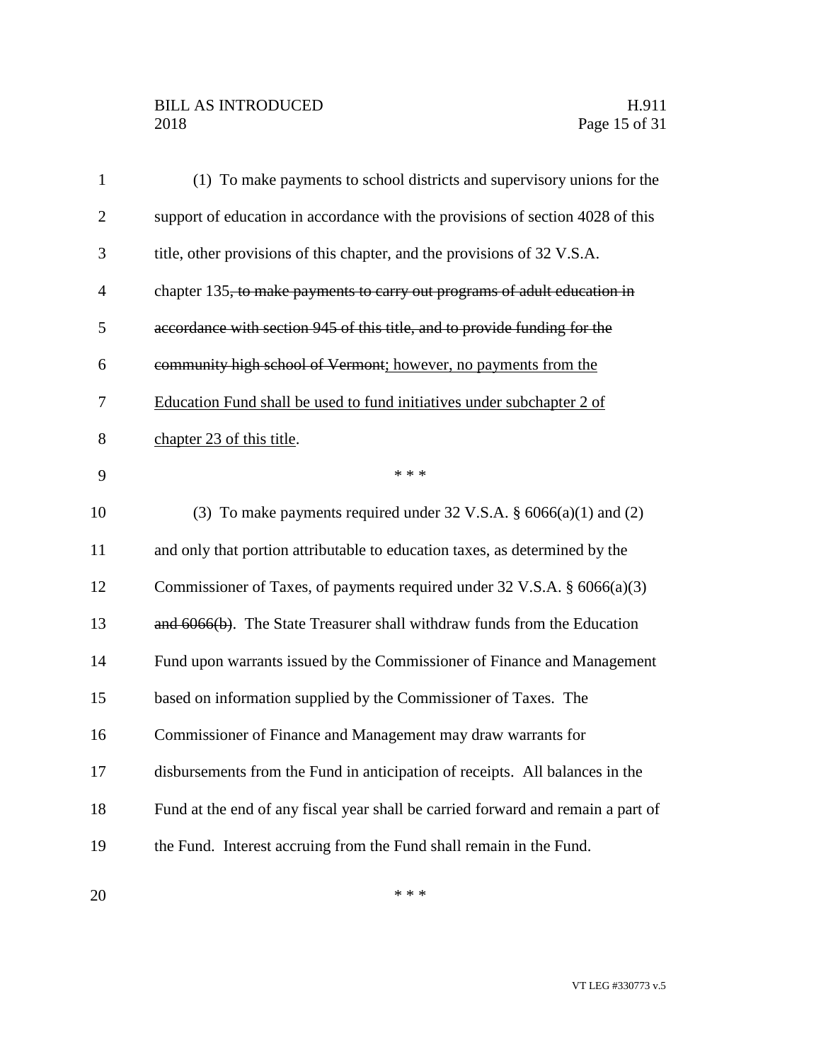(1) To make payments to school districts and supervisory unions for the support of education in accordance with the provisions of section 4028 of this title, other provisions of this chapter, and the provisions of 32 V.S.A. chapter 135~~, to make payments to carry out programs of adult education in accordance with section 945 of this title, and to provide funding for the community high school of Vermont~~; however, no payments from the Education Fund shall be used to fund initiatives under subchapter 2 of chapter 23 of this title.

\* \* \*

(3) To make payments required under 32 V.S.A. § 6066(a)(1) and (2) and only that portion attributable to education taxes, as determined by the Commissioner of Taxes, of payments required under 32 V.S.A. § 6066(a)(3) ~~and 6066(b)~~. The State Treasurer shall withdraw funds from the Education Fund upon warrants issued by the Commissioner of Finance and Management based on information supplied by the Commissioner of Taxes. The Commissioner of Finance and Management may draw warrants for disbursements from the Fund in anticipation of receipts. All balances in the Fund at the end of any fiscal year shall be carried forward and remain a part of the Fund. Interest accruing from the Fund shall remain in the Fund.

\* \* \*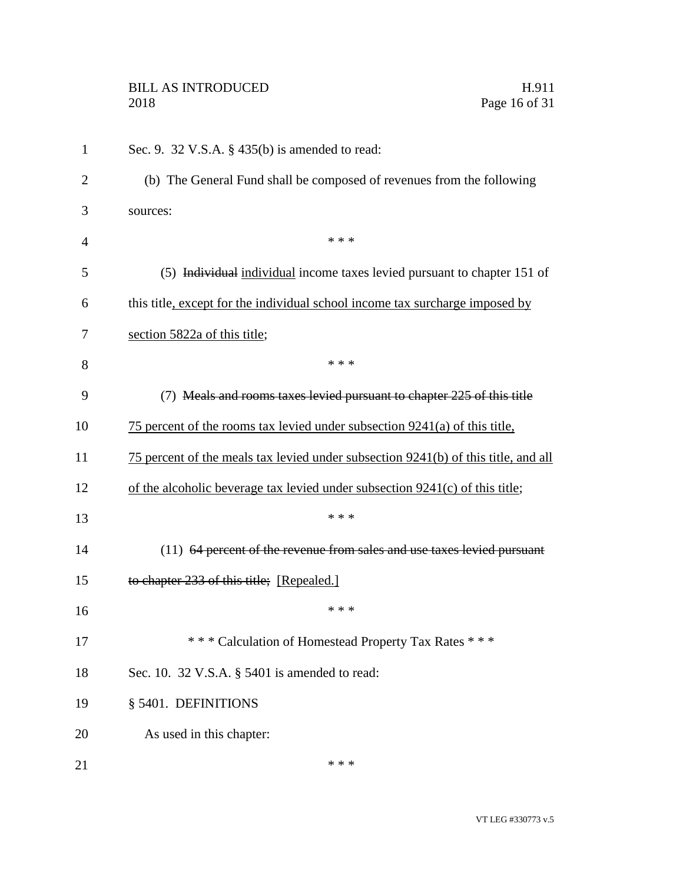Sec. 9. 32 V.S.A. § 435(b) is amended to read:

(b) The General Fund shall be composed of revenues from the following sources:

\* \* \*

(5) ~~Individual~~ <u>individual</u> income taxes levied pursuant to chapter 151 of this title<u>, except for the individual school income tax surcharge imposed by section 5822a of this title</u>;

\* \* \*

(7) ~~Meals and rooms taxes levied pursuant to chapter 225 of this title~~ <u>75 percent of the rooms tax levied under subsection 9241(a) of this title, 75 percent of the meals tax levied under subsection 9241(b) of this title, and all of the alcoholic beverage tax levied under subsection 9241(c) of this title</u>;

\* \* \*

(11) ~~64 percent of the revenue from sales and use taxes levied pursuant to chapter 233 of this title;~~ [Repealed.]

\* \* \*

\* \* \* Calculation of Homestead Property Tax Rates \* \* \*

Sec. 10. 32 V.S.A. § 5401 is amended to read:

§ 5401. DEFINITIONS

As used in this chapter:

\* \* \*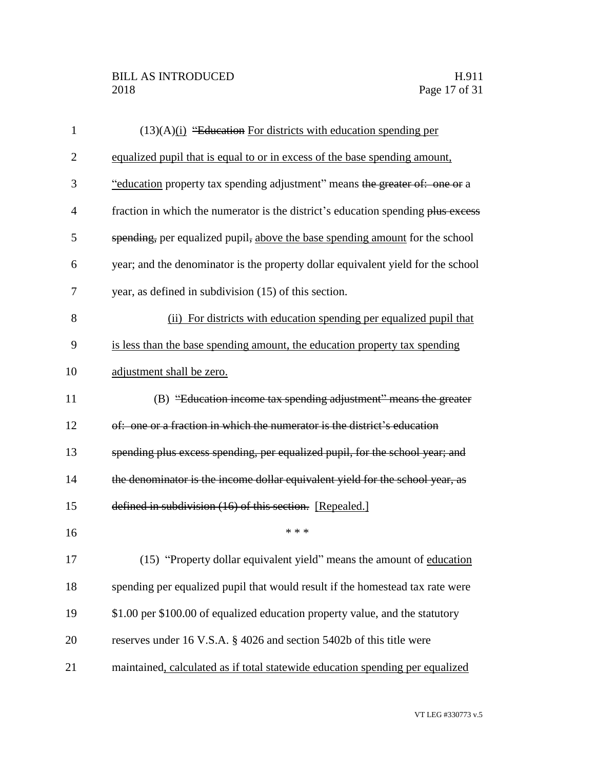(13)(A)(i) ~~"Education~~ For districts with education spending per equalized pupil that is equal to or in excess of the base spending amount, "education property tax spending adjustment" means ~~the greater of: one or~~ a fraction in which the numerator is the district's education spending ~~plus excess spending,~~ per equalized pupil~~,~~ above the base spending amount for the school year; and the denominator is the property dollar equivalent yield for the school year, as defined in subdivision (15) of this section.

(ii) For districts with education spending per equalized pupil that is less than the base spending amount, the education property tax spending adjustment shall be zero.

(B) ~~"Education income tax spending adjustment" means the greater of: one or a fraction in which the numerator is the district's education spending plus excess spending, per equalized pupil, for the school year; and the denominator is the income dollar equivalent yield for the school year, as defined in subdivision (16) of this section.~~ [Repealed.]

\* \* \*

(15) "Property dollar equivalent yield" means the amount of education spending per equalized pupil that would result if the homestead tax rate were $1.00 per $100.00 of equalized education property value, and the statutory reserves under 16 V.S.A. § 4026 and section 5402b of this title were maintained, calculated as if total statewide education spending per equalized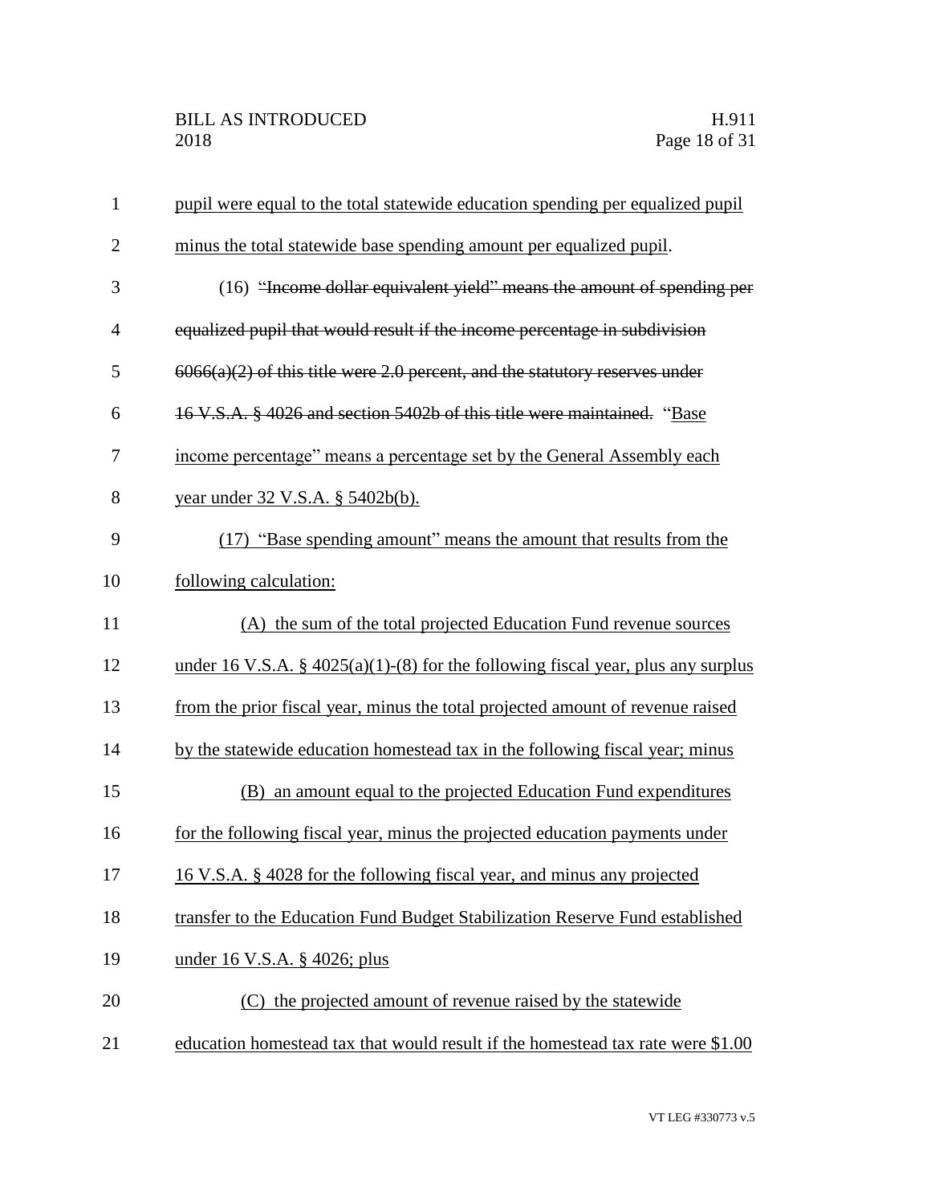pupil were equal to the total statewide education spending per equalized pupil minus the total statewide base spending amount per equalized pupil.

(16) ~~"Income dollar equivalent yield" means the amount of spending per equalized pupil that would result if the income percentage in subdivision 6066(a)(2) of this title were 2.0 percent, and the statutory reserves under 16 V.S.A. § 4026 and section 5402b of this title were maintained.~~ "Base income percentage" means a percentage set by the General Assembly each year under 32 V.S.A. § 5402b(b).

(17) "Base spending amount" means the amount that results from the following calculation:

(A) the sum of the total projected Education Fund revenue sources under 16 V.S.A. § 4025(a)(1)-(8) for the following fiscal year, plus any surplus from the prior fiscal year, minus the total projected amount of revenue raised by the statewide education homestead tax in the following fiscal year; minus

(B) an amount equal to the projected Education Fund expenditures for the following fiscal year, minus the projected education payments under 16 V.S.A. § 4028 for the following fiscal year, and minus any projected transfer to the Education Fund Budget Stabilization Reserve Fund established under 16 V.S.A. § 4026; plus

(C) the projected amount of revenue raised by the statewide education homestead tax that would result if the homestead tax rate were $1.00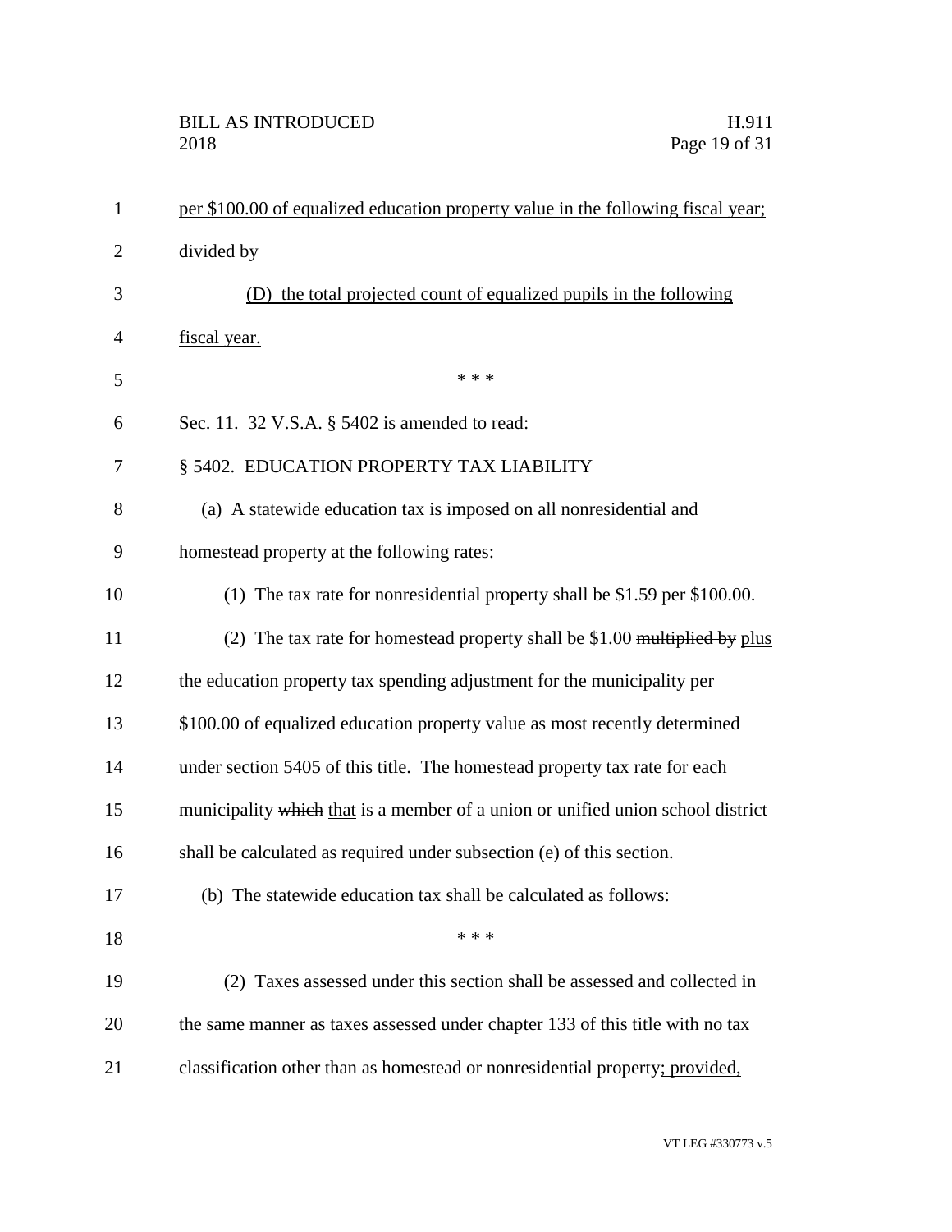per $100.00 of equalized education property value in the following fiscal year; divided by

(D) the total projected count of equalized pupils in the following fiscal year.

\* \* \*

Sec. 11. 32 V.S.A. § 5402 is amended to read:

§ 5402. EDUCATION PROPERTY TAX LIABILITY

(a) A statewide education tax is imposed on all nonresidential and homestead property at the following rates:

(1) The tax rate for nonresidential property shall be $1.59 per $100.00.

(2) The tax rate for homestead property shall be $1.00 ~~multiplied by~~ plus the education property tax spending adjustment for the municipality per $100.00 of equalized education property value as most recently determined under section 5405 of this title. The homestead property tax rate for each municipality ~~which~~ that is a member of a union or unified union school district shall be calculated as required under subsection (e) of this section.

(b) The statewide education tax shall be calculated as follows:

\* \* \*

(2) Taxes assessed under this section shall be assessed and collected in the same manner as taxes assessed under chapter 133 of this title with no tax classification other than as homestead or nonresidential property; provided,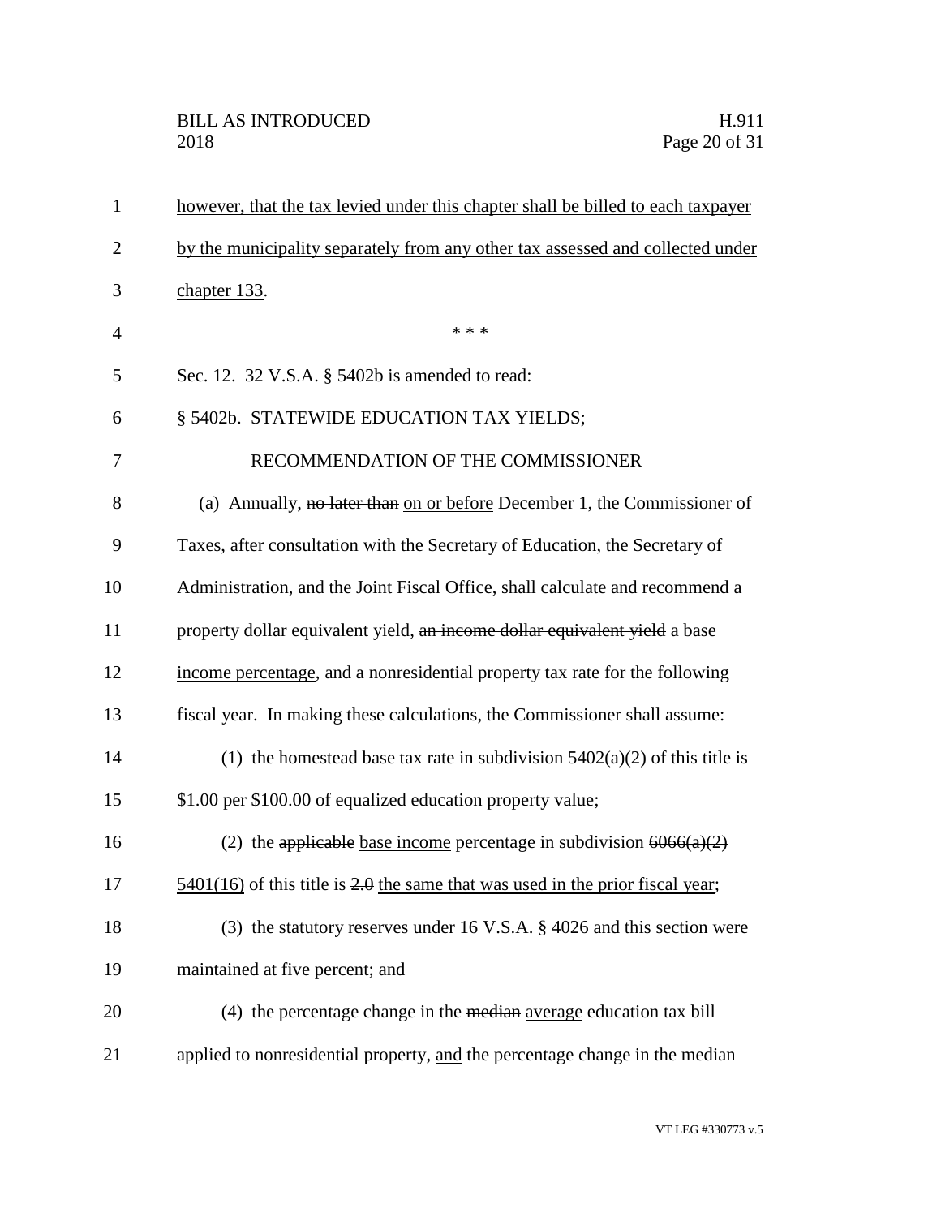however, that the tax levied under this chapter shall be billed to each taxpayer by the municipality separately from any other tax assessed and collected under chapter 133.

\* \* \*

Sec. 12. 32 V.S.A. § 5402b is amended to read:

§ 5402b. STATEWIDE EDUCATION TAX YIELDS; RECOMMENDATION OF THE COMMISSIONER

(a) Annually, ~~no later than~~ on or before December 1, the Commissioner of Taxes, after consultation with the Secretary of Education, the Secretary of Administration, and the Joint Fiscal Office, shall calculate and recommend a property dollar equivalent yield, ~~an income dollar equivalent yield~~ a base income percentage, and a nonresidential property tax rate for the following fiscal year. In making these calculations, the Commissioner shall assume:

(1) the homestead base tax rate in subdivision 5402(a)(2) of this title is \$1.00 per \$100.00 of equalized education property value;

(2) the ~~applicable~~ base income percentage in subdivision ~~6066(a)(2)~~ 5401(16) of this title is ~~2.0~~ the same that was used in the prior fiscal year;

(3) the statutory reserves under 16 V.S.A. § 4026 and this section were maintained at five percent; and

(4) the percentage change in the ~~median~~ average education tax bill applied to nonresidential property~~,~~ and the percentage change in the ~~median~~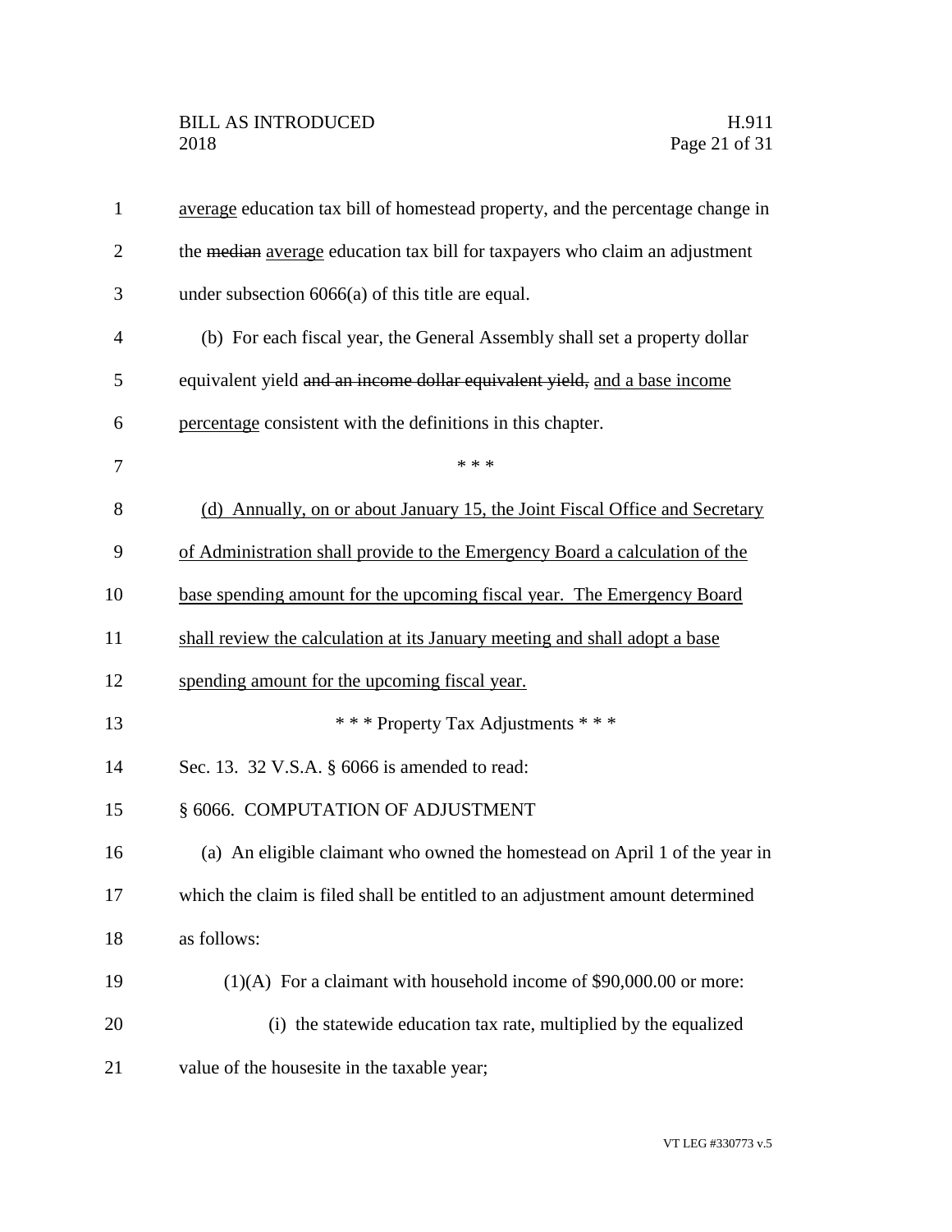average education tax bill of homestead property, and the percentage change in the ~~median~~ average education tax bill for taxpayers who claim an adjustment under subsection 6066(a) of this title are equal.

(b) For each fiscal year, the General Assembly shall set a property dollar equivalent yield ~~and an income dollar equivalent yield,~~ and a base income percentage consistent with the definitions in this chapter.

\* \* \*

(d) Annually, on or about January 15, the Joint Fiscal Office and Secretary of Administration shall provide to the Emergency Board a calculation of the base spending amount for the upcoming fiscal year. The Emergency Board shall review the calculation at its January meeting and shall adopt a base spending amount for the upcoming fiscal year.

\* \* \* Property Tax Adjustments \* \* \*

Sec. 13. 32 V.S.A. § 6066 is amended to read:

§ 6066. COMPUTATION OF ADJUSTMENT

(a) An eligible claimant who owned the homestead on April 1 of the year in which the claim is filed shall be entitled to an adjustment amount determined as follows:

(1)(A) For a claimant with household income of $90,000.00 or more:

(i) the statewide education tax rate, multiplied by the equalized value of the housesite in the taxable year;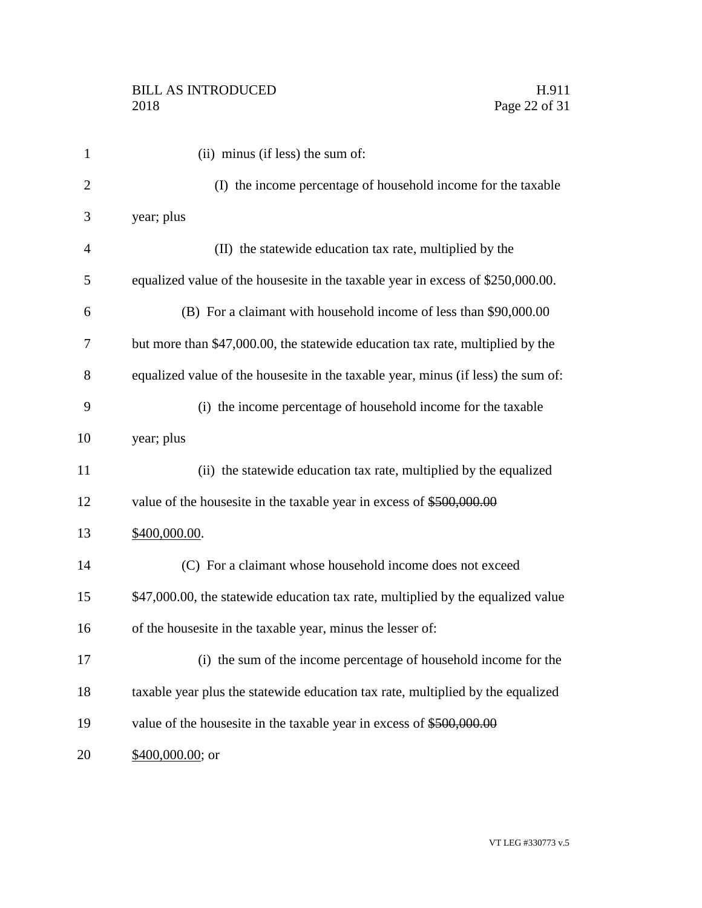(ii) minus (if less) the sum of:

(I) the income percentage of household income for the taxable year; plus

(II) the statewide education tax rate, multiplied by the equalized value of the housesite in the taxable year in excess of $250,000.00.

(B) For a claimant with household income of less than $90,000.00 but more than $47,000.00, the statewide education tax rate, multiplied by the equalized value of the housesite in the taxable year, minus (if less) the sum of:

(i) the income percentage of household income for the taxable year; plus

(ii) the statewide education tax rate, multiplied by the equalized value of the housesite in the taxable year in excess of ~~$500,000.00~~ $400,000.00.

(C) For a claimant whose household income does not exceed $47,000.00, the statewide education tax rate, multiplied by the equalized value of the housesite in the taxable year, minus the lesser of:

(i) the sum of the income percentage of household income for the taxable year plus the statewide education tax rate, multiplied by the equalized value of the housesite in the taxable year in excess of ~~$500,000.00~~ $400,000.00; or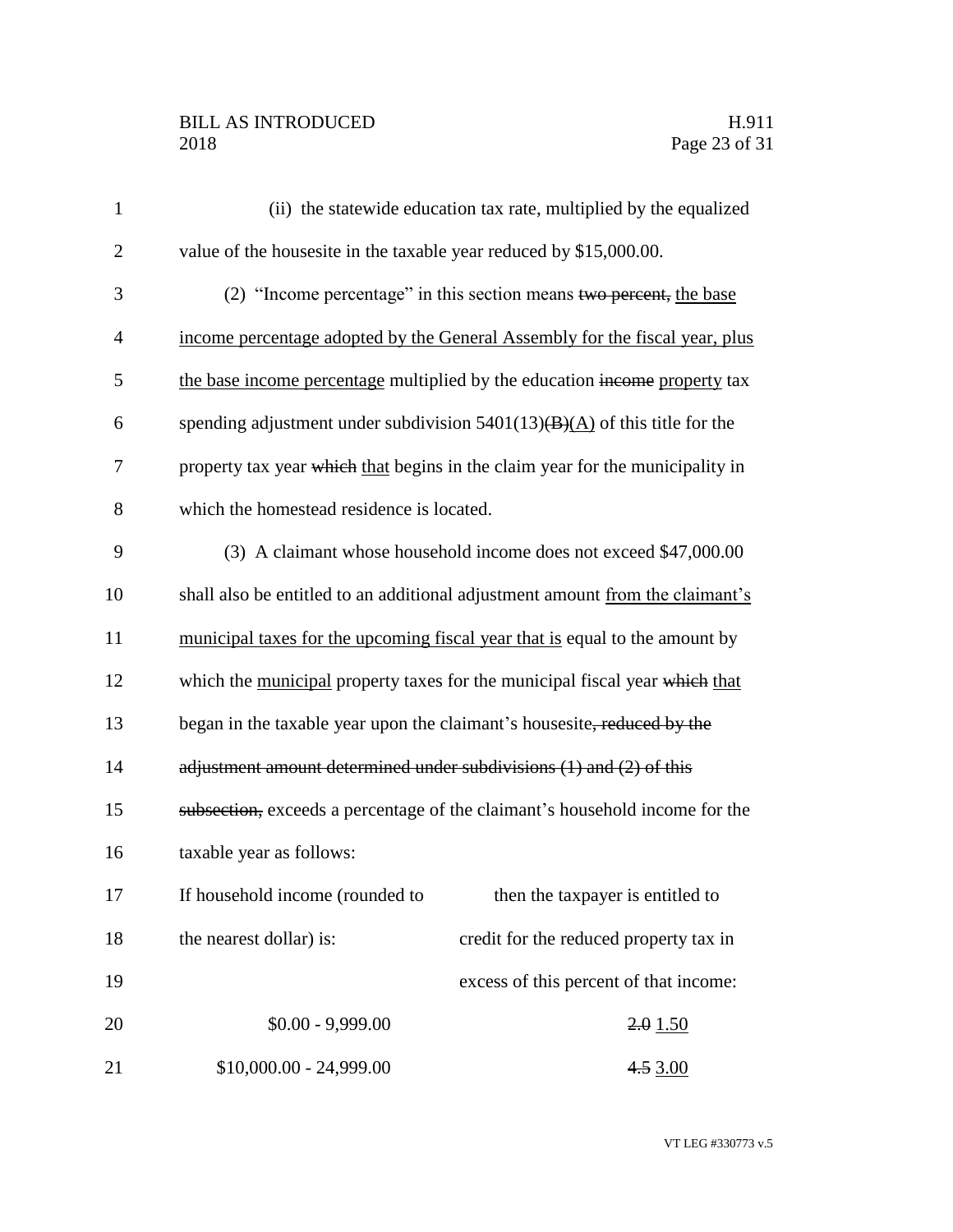(ii) the statewide education tax rate, multiplied by the equalized value of the housesite in the taxable year reduced by $15,000.00.

(2) "Income percentage" in this section means ~~two percent,~~ the base income percentage adopted by the General Assembly for the fiscal year, plus the base income percentage multiplied by the education ~~income~~ property tax spending adjustment under subdivision 5401(13)~~(B)~~(A) of this title for the property tax year ~~which~~ that begins in the claim year for the municipality in which the homestead residence is located.

(3) A claimant whose household income does not exceed $47,000.00 shall also be entitled to an additional adjustment amount from the claimant's municipal taxes for the upcoming fiscal year that is equal to the amount by which the municipal property taxes for the municipal fiscal year ~~which~~ that began in the taxable year upon the claimant's housesite~~, reduced by the adjustment amount determined under subdivisions (1) and (2) of this subsection,~~ exceeds a percentage of the claimant's household income for the taxable year as follows:

| If household income (rounded to the nearest dollar) is: | then the taxpayer is entitled to credit for the reduced property tax in excess of this percent of that income: |
|---|---|
| $0.00 - 9,999.00 | ~~2.0~~ 1.50 |
| $10,000.00 - 24,999.00 | ~~4.5~~ 3.00 |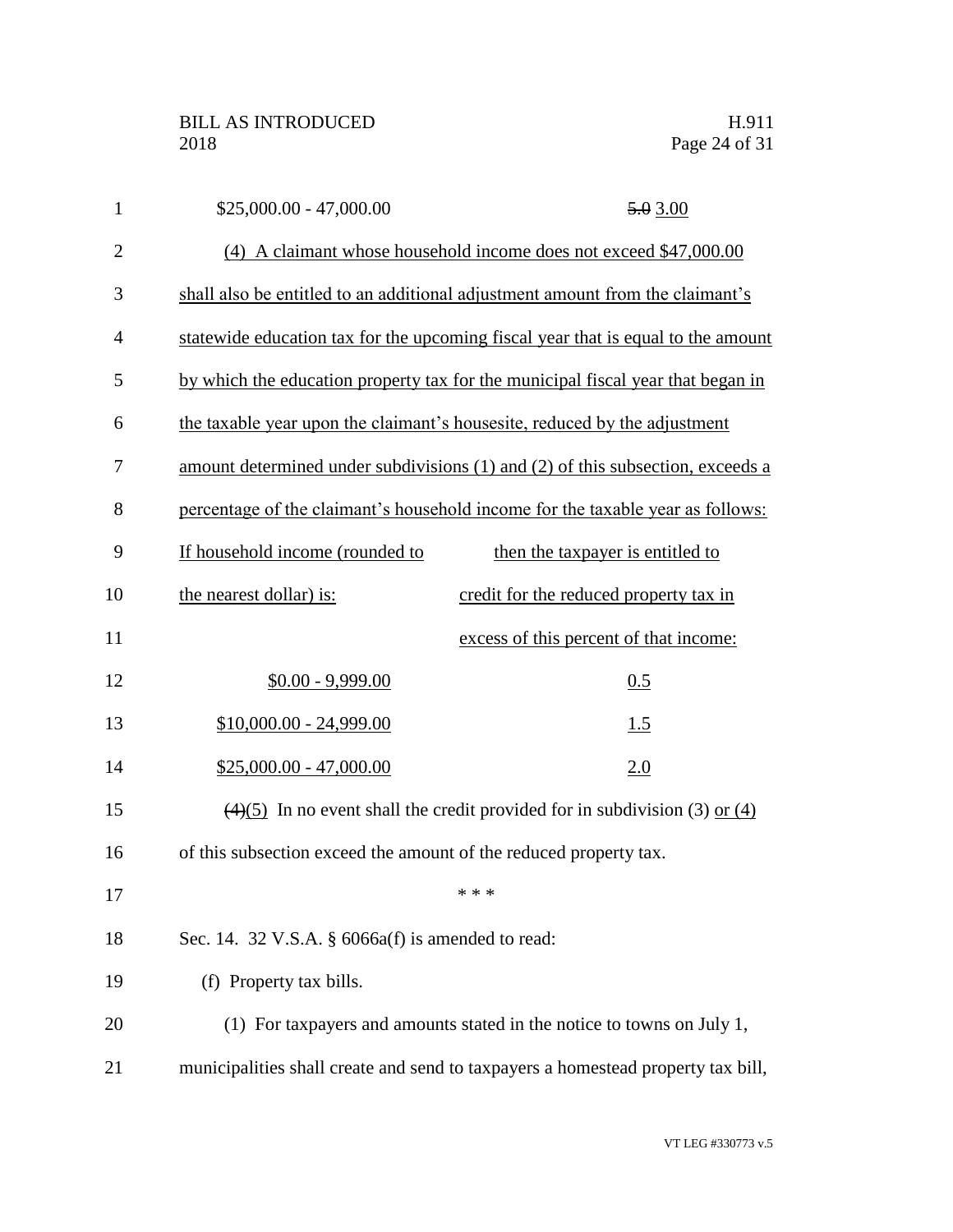$25,000.00 - 47,000.00 ~~5.0~~ 3.00

(4) A claimant whose household income does not exceed $47,000.00 shall also be entitled to an additional adjustment amount from the claimant's statewide education tax for the upcoming fiscal year that is equal to the amount by which the education property tax for the municipal fiscal year that began in the taxable year upon the claimant's housesite, reduced by the adjustment amount determined under subdivisions (1) and (2) of this subsection, exceeds a percentage of the claimant's household income for the taxable year as follows:

| If household income (rounded to the nearest dollar) is: | then the taxpayer is entitled to credit for the reduced property tax in excess of this percent of that income: |
| --- | --- |
| $0.00 - 9,999.00 | 0.5 |
| $10,000.00 - 24,999.00 | 1.5 |
| $25,000.00 - 47,000.00 | 2.0 |

~~(4)~~(5) In no event shall the credit provided for in subdivision (3) or (4) of this subsection exceed the amount of the reduced property tax.

\* \* \*

Sec. 14. 32 V.S.A. § 6066a(f) is amended to read:

(f) Property tax bills.

(1) For taxpayers and amounts stated in the notice to towns on July 1, municipalities shall create and send to taxpayers a homestead property tax bill,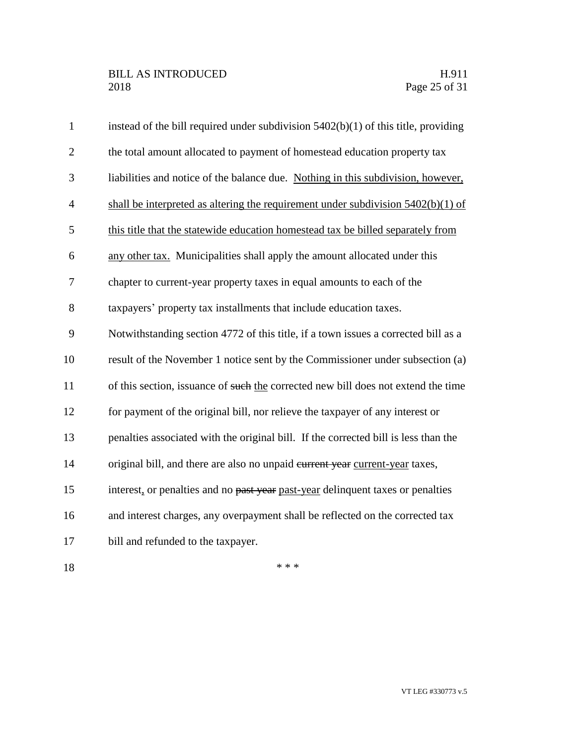instead of the bill required under subdivision 5402(b)(1) of this title, providing the total amount allocated to payment of homestead education property tax liabilities and notice of the balance due. <u>Nothing in this subdivision, however, shall be interpreted as altering the requirement under subdivision 5402(b)(1) of this title that the statewide education homestead tax be billed separately from any other tax.</u> Municipalities shall apply the amount allocated under this chapter to current-year property taxes in equal amounts to each of the taxpayers' property tax installments that include education taxes. Notwithstanding section 4772 of this title, if a town issues a corrected bill as a result of the November 1 notice sent by the Commissioner under subsection (a) of this section, issuance of ~~such~~ <u>the</u> corrected new bill does not extend the time for payment of the original bill, nor relieve the taxpayer of any interest or penalties associated with the original bill. If the corrected bill is less than the original bill, and there are also no unpaid ~~current year~~ <u>current-year</u> taxes, interest<u>,</u> or penalties and no ~~past year~~ <u>past-year</u> delinquent taxes or penalties and interest charges, any overpayment shall be reflected on the corrected tax bill and refunded to the taxpayer.

\* \* \*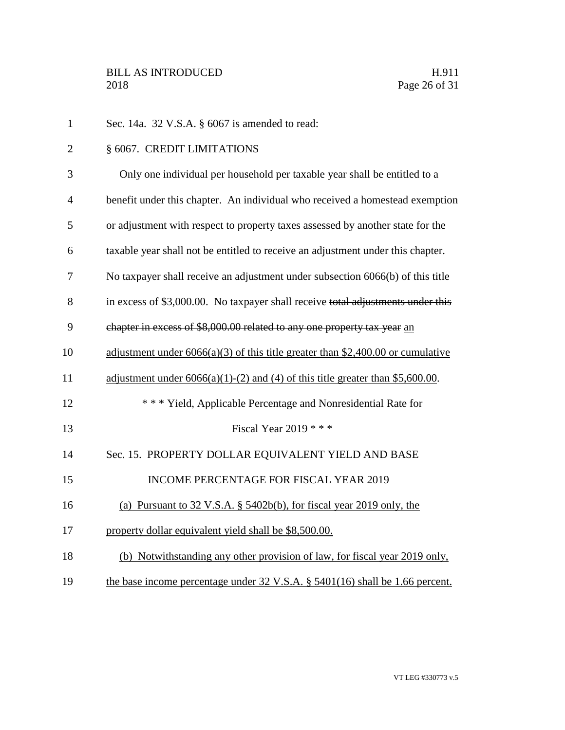Sec. 14a. 32 V.S.A. § 6067 is amended to read:

§ 6067. CREDIT LIMITATIONS

Only one individual per household per taxable year shall be entitled to a benefit under this chapter. An individual who received a homestead exemption or adjustment with respect to property taxes assessed by another state for the taxable year shall not be entitled to receive an adjustment under this chapter. No taxpayer shall receive an adjustment under subsection 6066(b) of this title in excess of $3,000.00. No taxpayer shall receive ~~total adjustments under this chapter in excess of $8,000.00 related to any one property tax year~~ <u>an adjustment under 6066(a)(3) of this title greater than $2,400.00 or cumulative adjustment under 6066(a)(1)-(2) and (4) of this title greater than $5,600.00</u>.

\* \* \* Yield, Applicable Percentage and Nonresidential Rate for Fiscal Year 2019 \* \* \*

Sec. 15. PROPERTY DOLLAR EQUIVALENT YIELD AND BASE INCOME PERCENTAGE FOR FISCAL YEAR 2019

<u>(a) Pursuant to 32 V.S.A. § 5402b(b), for fiscal year 2019 only, the property dollar equivalent yield shall be $8,500.00.</u>

<u>(b) Notwithstanding any other provision of law, for fiscal year 2019 only, the base income percentage under 32 V.S.A. § 5401(16) shall be 1.66 percent.</u>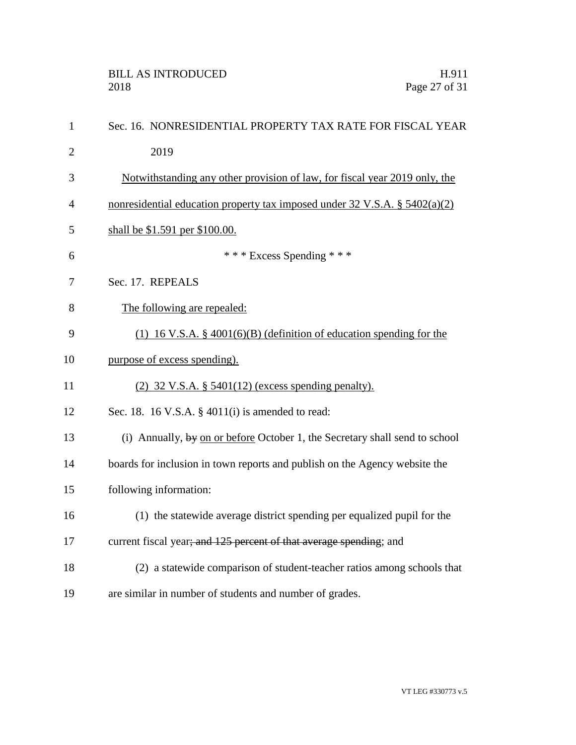Sec. 16. NONRESIDENTIAL PROPERTY TAX RATE FOR FISCAL YEAR 2019

<u>Notwithstanding any other provision of law, for fiscal year 2019 only, the nonresidential education property tax imposed under 32 V.S.A. § 5402(a)(2) shall be $1.591 per $100.00.</u>

\* \* \* Excess Spending \* \* \*

Sec. 17. REPEALS

<u>The following are repealed:</u>

<u>(1) 16 V.S.A. § 4001(6)(B) (definition of education spending for the purpose of excess spending).</u>

<u>(2) 32 V.S.A. § 5401(12) (excess spending penalty).</u>

Sec. 18. 16 V.S.A. § 4011(i) is amended to read:

(i) Annually, ~~by~~ <u>on or before</u> October 1, the Secretary shall send to school boards for inclusion in town reports and publish on the Agency website the following information:

(1) the statewide average district spending per equalized pupil for the current fiscal year~~; and 125 percent of that average spending~~; and

(2) a statewide comparison of student-teacher ratios among schools that are similar in number of students and number of grades.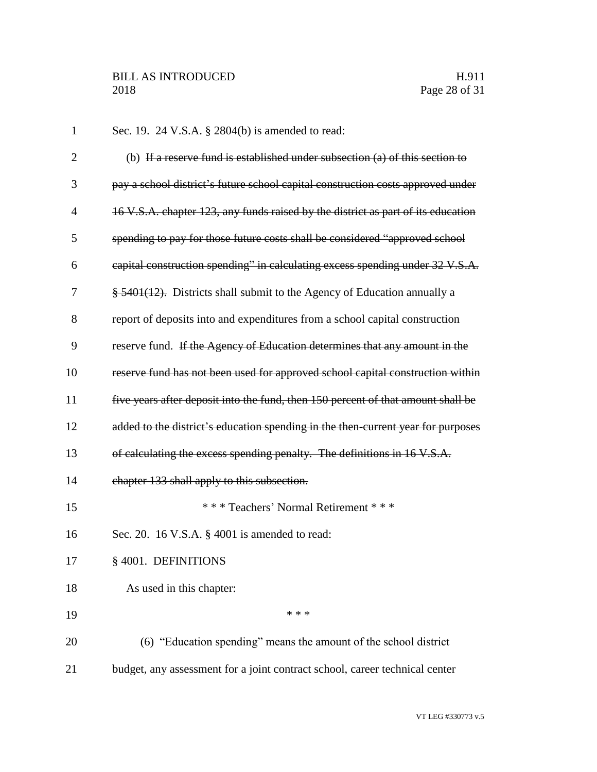Sec. 19. 24 V.S.A. § 2804(b) is amended to read:

(b) ~~If a reserve fund is established under subsection (a) of this section to pay a school district's future school capital construction costs approved under 16 V.S.A. chapter 123, any funds raised by the district as part of its education spending to pay for those future costs shall be considered "approved school capital construction spending" in calculating excess spending under 32 V.S.A. § 5401(12).~~ Districts shall submit to the Agency of Education annually a report of deposits into and expenditures from a school capital construction reserve fund. ~~If the Agency of Education determines that any amount in the reserve fund has not been used for approved school capital construction within five years after deposit into the fund, then 150 percent of that amount shall be added to the district's education spending in the then-current year for purposes of calculating the excess spending penalty. The definitions in 16 V.S.A. chapter 133 shall apply to this subsection.~~

\* \* \* Teachers' Normal Retirement \* \* \*

Sec. 20. 16 V.S.A. § 4001 is amended to read:

§ 4001. DEFINITIONS

As used in this chapter:

\* \* \*

(6) "Education spending" means the amount of the school district budget, any assessment for a joint contract school, career technical center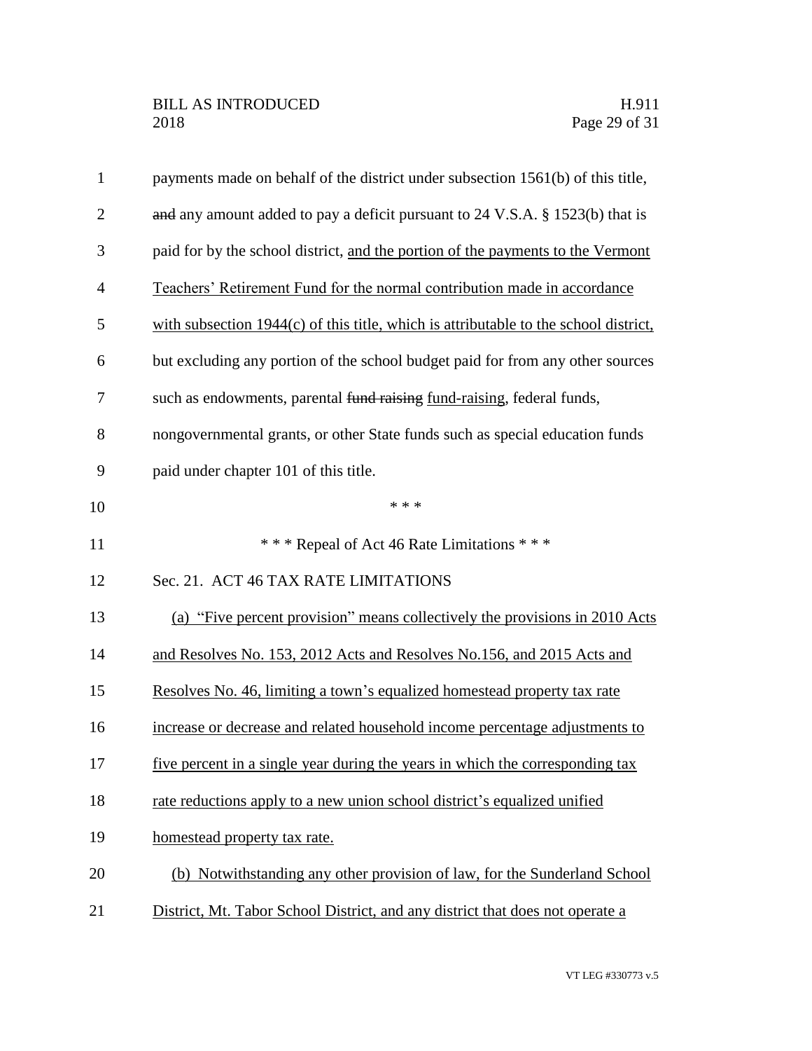payments made on behalf of the district under subsection 1561(b) of this title, ~~and~~ any amount added to pay a deficit pursuant to 24 V.S.A. § 1523(b) that is paid for by the school district, <u>and the portion of the payments to the Vermont Teachers' Retirement Fund for the normal contribution made in accordance with subsection 1944(c) of this title, which is attributable to the school district,</u> but excluding any portion of the school budget paid for from any other sources such as endowments, parental ~~fund raising~~ <u>fund-raising</u>, federal funds, nongovernmental grants, or other State funds such as special education funds paid under chapter 101 of this title.

\* \* \*

\* \* \* Repeal of Act 46 Rate Limitations \* \* \*

Sec. 21. ACT 46 TAX RATE LIMITATIONS

<u>(a) "Five percent provision" means collectively the provisions in 2010 Acts and Resolves No. 153, 2012 Acts and Resolves No.156, and 2015 Acts and Resolves No. 46, limiting a town's equalized homestead property tax rate increase or decrease and related household income percentage adjustments to five percent in a single year during the years in which the corresponding tax rate reductions apply to a new union school district's equalized unified homestead property tax rate.</u>

<u>(b) Notwithstanding any other provision of law, for the Sunderland School District, Mt. Tabor School District, and any district that does not operate a</u>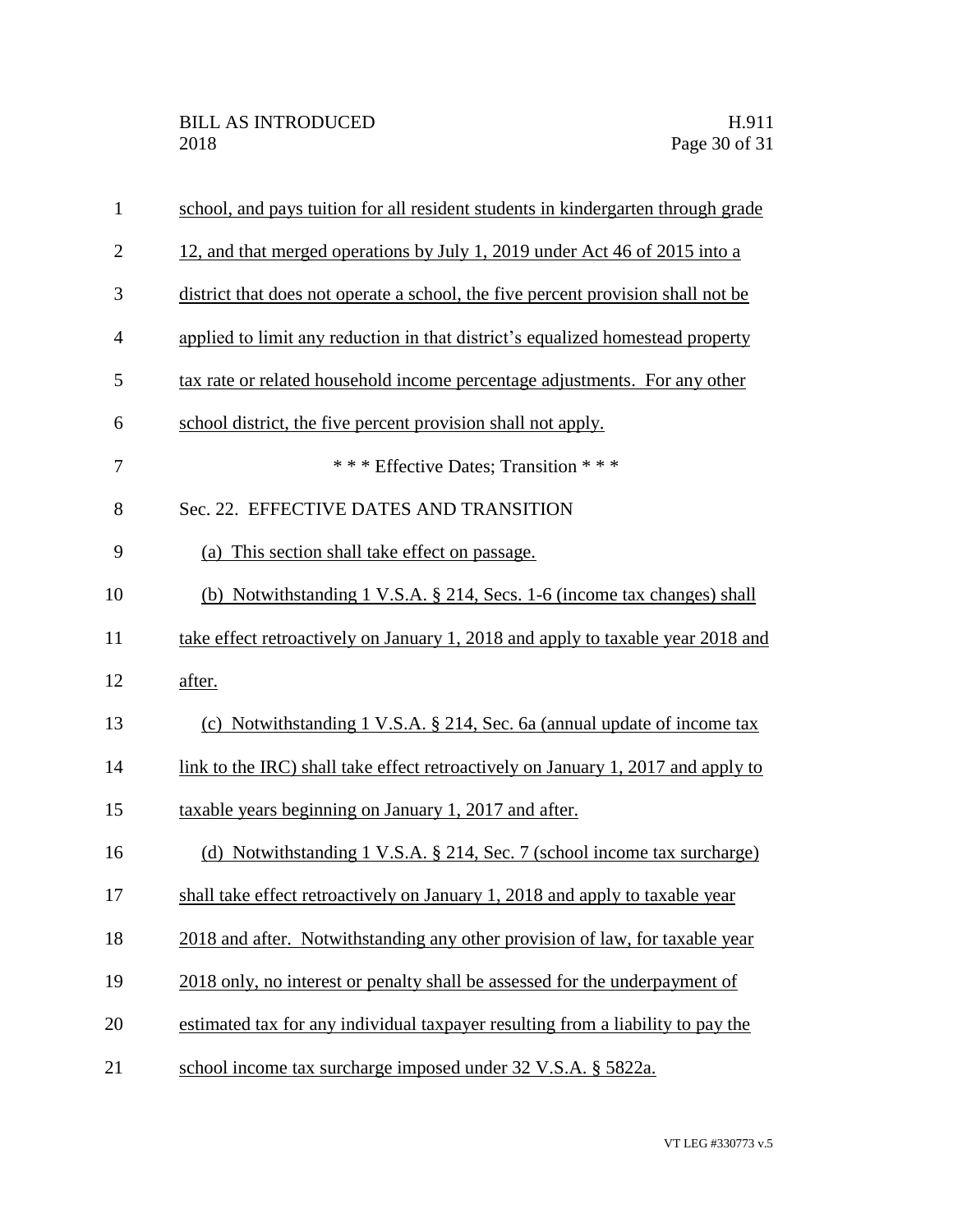school, and pays tuition for all resident students in kindergarten through grade 12, and that merged operations by July 1, 2019 under Act 46 of 2015 into a district that does not operate a school, the five percent provision shall not be applied to limit any reduction in that district's equalized homestead property tax rate or related household income percentage adjustments. For any other school district, the five percent provision shall not apply.

\* \* \* Effective Dates; Transition \* \* \*

Sec. 22. EFFECTIVE DATES AND TRANSITION

(a) This section shall take effect on passage.

(b) Notwithstanding 1 V.S.A. § 214, Secs. 1-6 (income tax changes) shall take effect retroactively on January 1, 2018 and apply to taxable year 2018 and after.

(c) Notwithstanding 1 V.S.A. § 214, Sec. 6a (annual update of income tax link to the IRC) shall take effect retroactively on January 1, 2017 and apply to taxable years beginning on January 1, 2017 and after.

(d) Notwithstanding 1 V.S.A. § 214, Sec. 7 (school income tax surcharge) shall take effect retroactively on January 1, 2018 and apply to taxable year 2018 and after. Notwithstanding any other provision of law, for taxable year 2018 only, no interest or penalty shall be assessed for the underpayment of estimated tax for any individual taxpayer resulting from a liability to pay the school income tax surcharge imposed under 32 V.S.A. § 5822a.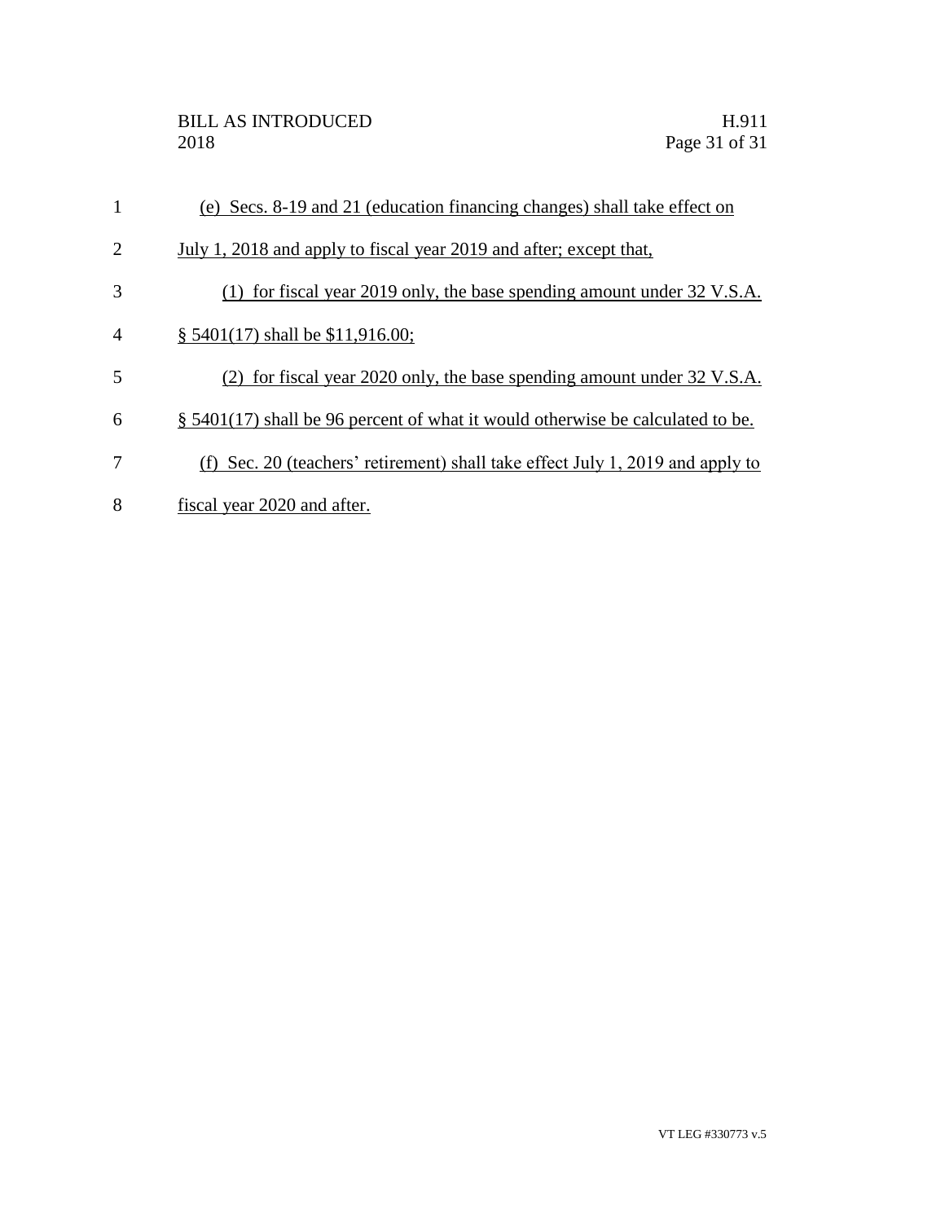(e) Secs. 8-19 and 21 (education financing changes) shall take effect on July 1, 2018 and apply to fiscal year 2019 and after; except that,

(1) for fiscal year 2019 only, the base spending amount under 32 V.S.A. § 5401(17) shall be $11,916.00;

(2) for fiscal year 2020 only, the base spending amount under 32 V.S.A. § 5401(17) shall be 96 percent of what it would otherwise be calculated to be.

(f) Sec. 20 (teachers' retirement) shall take effect July 1, 2019 and apply to fiscal year 2020 and after.